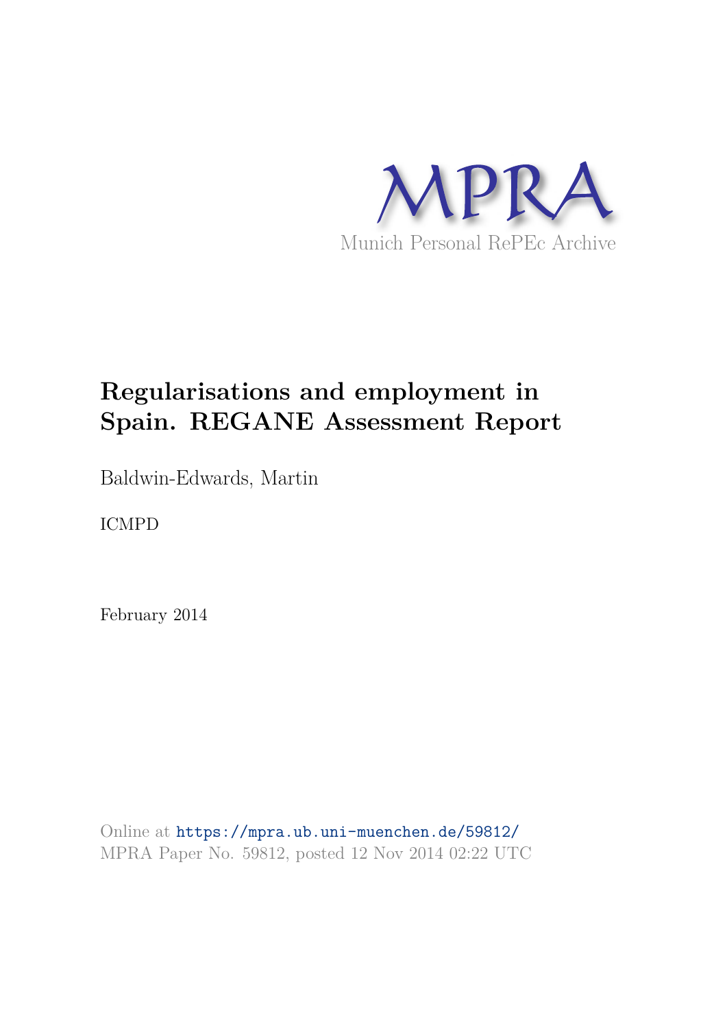MPRA

Munich Personal RePEc Archive

# Regularisations and employment in Spain. REGANE Assessment Report

Baldwin-Edwards, Martin

ICMPD

February 2014

Online at https://mpra.ub.uni-muenchen.de/59812/
MPRA Paper No. 59812, posted 12 Nov 2014 02:22 UTC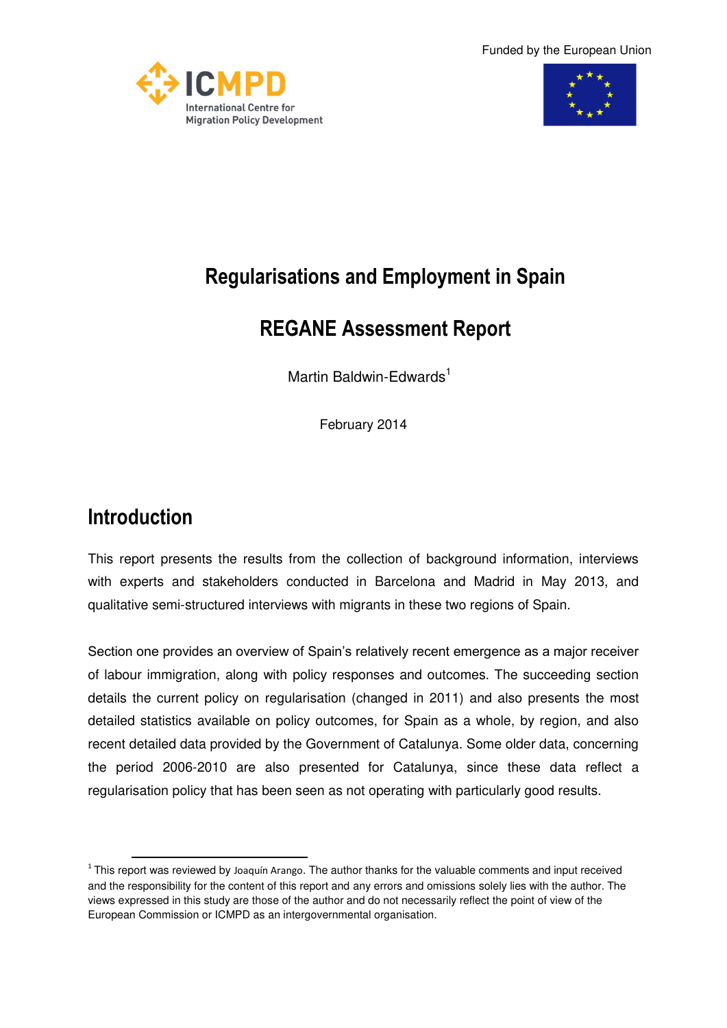Funded by the European Union

# Regularisations and Employment in Spain

# REGANE Assessment Report

Martin Baldwin-Edwards[1]

February 2014

## Introduction

This report presents the results from the collection of background information, interviews with experts and stakeholders conducted in Barcelona and Madrid in May 2013, and qualitative semi-structured interviews with migrants in these two regions of Spain.

Section one provides an overview of Spain's relatively recent emergence as a major receiver of labour immigration, along with policy responses and outcomes. The succeeding section details the current policy on regularisation (changed in 2011) and also presents the most detailed statistics available on policy outcomes, for Spain as a whole, by region, and also recent detailed data provided by the Government of Catalunya. Some older data, concerning the period 2006-2010 are also presented for Catalunya, since these data reflect a regularisation policy that has been seen as not operating with particularly good results.

[1] This report was reviewed by Joaquín Arango. The author thanks for the valuable comments and input received and the responsibility for the content of this report and any errors and omissions solely lies with the author. The views expressed in this study are those of the author and do not necessarily reflect the point of view of the European Commission or ICMPD as an intergovernmental organisation.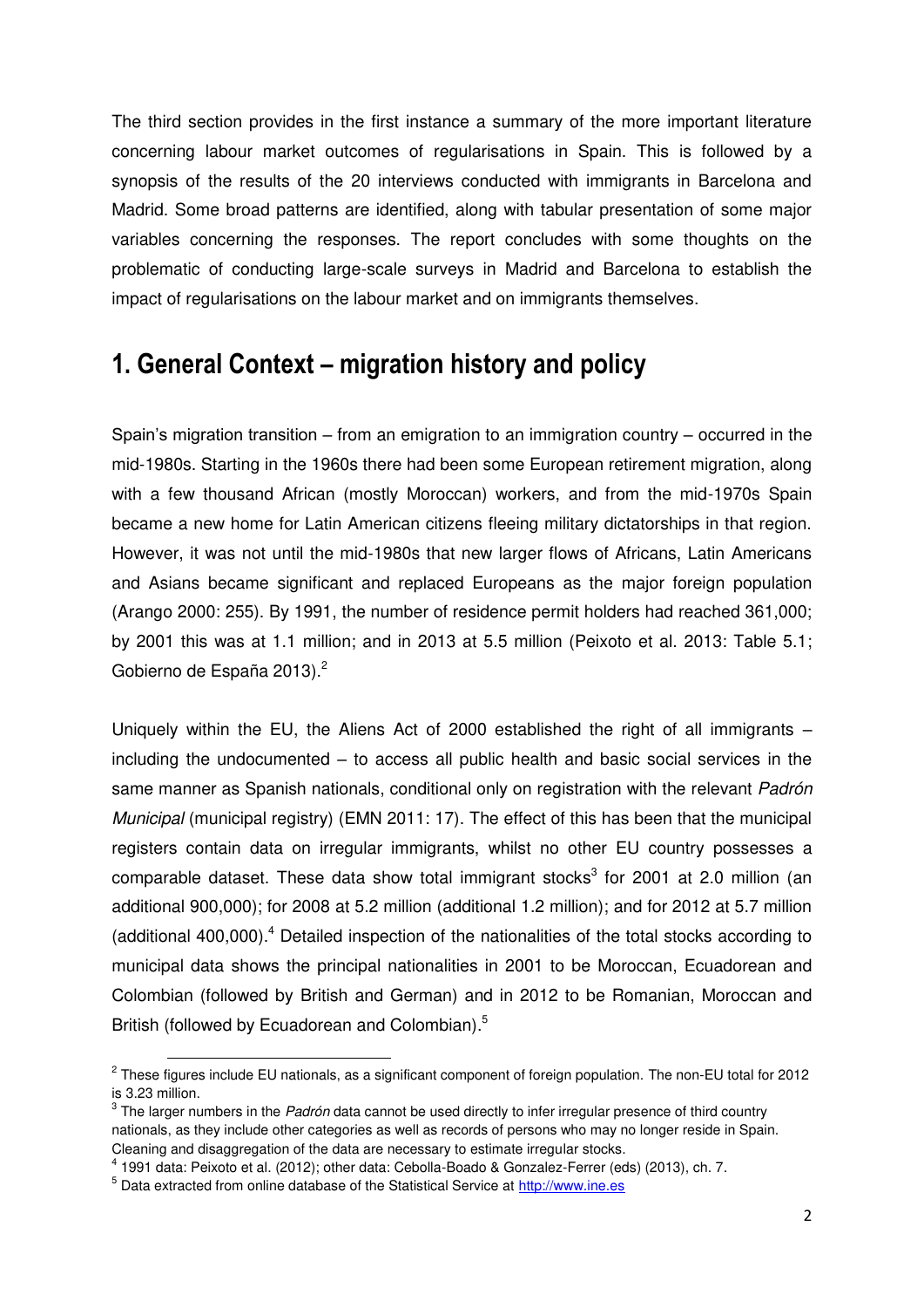The third section provides in the first instance a summary of the more important literature concerning labour market outcomes of regularisations in Spain. This is followed by a synopsis of the results of the 20 interviews conducted with immigrants in Barcelona and Madrid. Some broad patterns are identified, along with tabular presentation of some major variables concerning the responses. The report concludes with some thoughts on the problematic of conducting large-scale surveys in Madrid and Barcelona to establish the impact of regularisations on the labour market and on immigrants themselves.

# 1. General Context – migration history and policy

Spain's migration transition – from an emigration to an immigration country – occurred in the mid-1980s. Starting in the 1960s there had been some European retirement migration, along with a few thousand African (mostly Moroccan) workers, and from the mid-1970s Spain became a new home for Latin American citizens fleeing military dictatorships in that region. However, it was not until the mid-1980s that new larger flows of Africans, Latin Americans and Asians became significant and replaced Europeans as the major foreign population (Arango 2000: 255). By 1991, the number of residence permit holders had reached 361,000; by 2001 this was at 1.1 million; and in 2013 at 5.5 million (Peixoto et al. 2013: Table 5.1; Gobierno de España 2013).[2]

Uniquely within the EU, the Aliens Act of 2000 established the right of all immigrants – including the undocumented – to access all public health and basic social services in the same manner as Spanish nationals, conditional only on registration with the relevant *Padrón Municipal* (municipal registry) (EMN 2011: 17). The effect of this has been that the municipal registers contain data on irregular immigrants, whilst no other EU country possesses a comparable dataset. These data show total immigrant stocks[3] for 2001 at 2.0 million (an additional 900,000); for 2008 at 5.2 million (additional 1.2 million); and for 2012 at 5.7 million (additional 400,000).[4] Detailed inspection of the nationalities of the total stocks according to municipal data shows the principal nationalities in 2001 to be Moroccan, Ecuadorean and Colombian (followed by British and German) and in 2012 to be Romanian, Moroccan and British (followed by Ecuadorean and Colombian).[5]

---

[2] These figures include EU nationals, as a significant component of foreign population. The non-EU total for 2012 is 3.23 million.

[3] The larger numbers in the *Padrón* data cannot be used directly to infer irregular presence of third country nationals, as they include other categories as well as records of persons who may no longer reside in Spain. Cleaning and disaggregation of the data are necessary to estimate irregular stocks.

[4] 1991 data: Peixoto et al. (2012); other data: Cebolla-Boado & Gonzalez-Ferrer (eds) (2013), ch. 7.

[5] Data extracted from online database of the Statistical Service at http://www.ine.es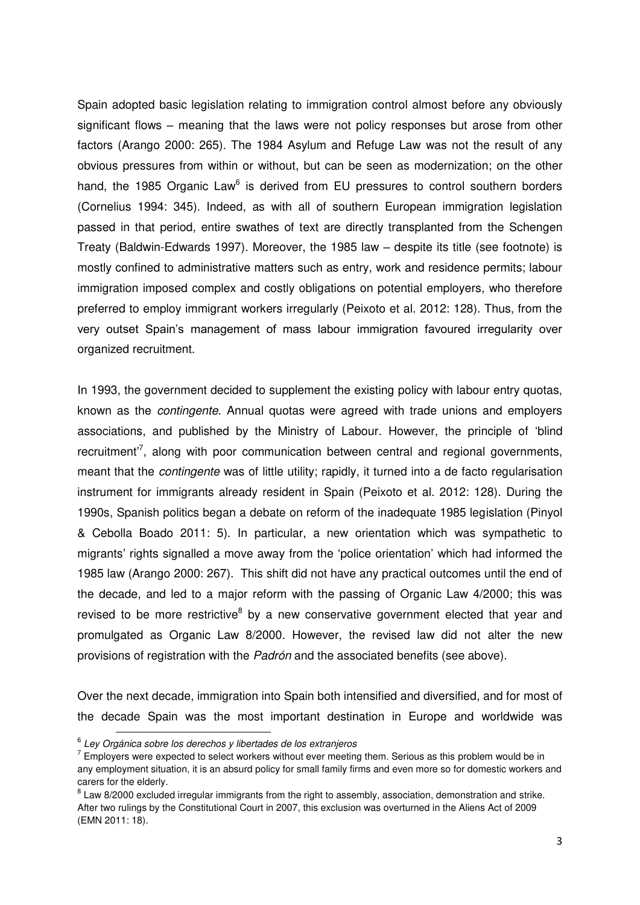Spain adopted basic legislation relating to immigration control almost before any obviously significant flows – meaning that the laws were not policy responses but arose from other factors (Arango 2000: 265). The 1984 Asylum and Refuge Law was not the result of any obvious pressures from within or without, but can be seen as modernization; on the other hand, the 1985 Organic Law[6] is derived from EU pressures to control southern borders (Cornelius 1994: 345). Indeed, as with all of southern European immigration legislation passed in that period, entire swathes of text are directly transplanted from the Schengen Treaty (Baldwin-Edwards 1997). Moreover, the 1985 law – despite its title (see footnote) is mostly confined to administrative matters such as entry, work and residence permits; labour immigration imposed complex and costly obligations on potential employers, who therefore preferred to employ immigrant workers irregularly (Peixoto et al. 2012: 128). Thus, from the very outset Spain's management of mass labour immigration favoured irregularity over organized recruitment.

In 1993, the government decided to supplement the existing policy with labour entry quotas, known as the *contingente*. Annual quotas were agreed with trade unions and employers associations, and published by the Ministry of Labour. However, the principle of 'blind recruitment'[7], along with poor communication between central and regional governments, meant that the *contingente* was of little utility; rapidly, it turned into a de facto regularisation instrument for immigrants already resident in Spain (Peixoto et al. 2012: 128). During the 1990s, Spanish politics began a debate on reform of the inadequate 1985 legislation (Pinyol & Cebolla Boado 2011: 5). In particular, a new orientation which was sympathetic to migrants' rights signalled a move away from the 'police orientation' which had informed the 1985 law (Arango 2000: 267). This shift did not have any practical outcomes until the end of the decade, and led to a major reform with the passing of Organic Law 4/2000; this was revised to be more restrictive[8] by a new conservative government elected that year and promulgated as Organic Law 8/2000. However, the revised law did not alter the new provisions of registration with the *Padrón* and the associated benefits (see above).

Over the next decade, immigration into Spain both intensified and diversified, and for most of the decade Spain was the most important destination in Europe and worldwide was

---

[6] *Ley Orgánica sobre los derechos y libertades de los extranjeros*

[7] Employers were expected to select workers without ever meeting them. Serious as this problem would be in any employment situation, it is an absurd policy for small family firms and even more so for domestic workers and carers for the elderly.

[8] Law 8/2000 excluded irregular immigrants from the right to assembly, association, demonstration and strike. After two rulings by the Constitutional Court in 2007, this exclusion was overturned in the Aliens Act of 2009 (EMN 2011: 18).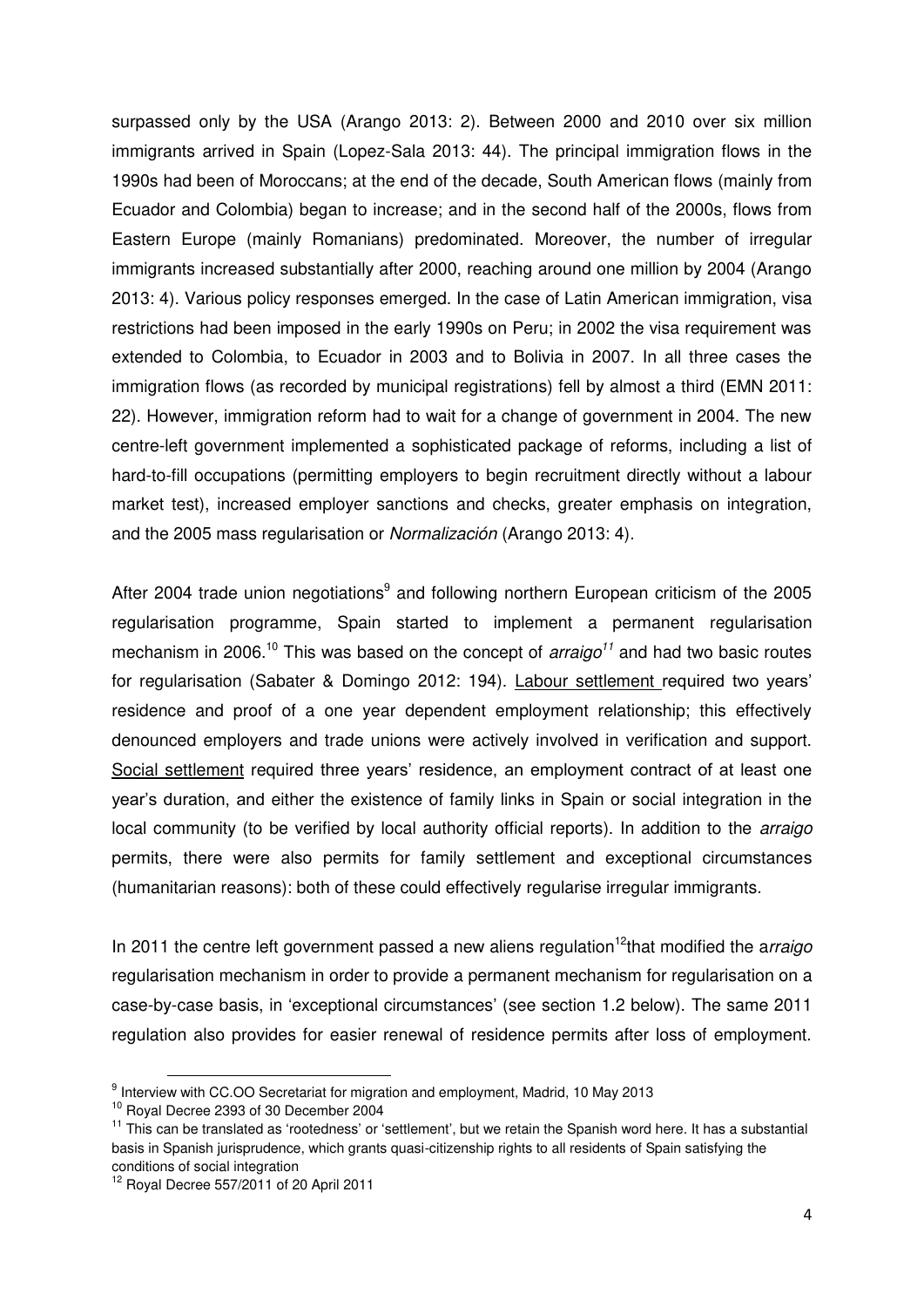surpassed only by the USA (Arango 2013: 2). Between 2000 and 2010 over six million immigrants arrived in Spain (Lopez-Sala 2013: 44). The principal immigration flows in the 1990s had been of Moroccans; at the end of the decade, South American flows (mainly from Ecuador and Colombia) began to increase; and in the second half of the 2000s, flows from Eastern Europe (mainly Romanians) predominated. Moreover, the number of irregular immigrants increased substantially after 2000, reaching around one million by 2004 (Arango 2013: 4). Various policy responses emerged. In the case of Latin American immigration, visa restrictions had been imposed in the early 1990s on Peru; in 2002 the visa requirement was extended to Colombia, to Ecuador in 2003 and to Bolivia in 2007. In all three cases the immigration flows (as recorded by municipal registrations) fell by almost a third (EMN 2011: 22). However, immigration reform had to wait for a change of government in 2004. The new centre-left government implemented a sophisticated package of reforms, including a list of hard-to-fill occupations (permitting employers to begin recruitment directly without a labour market test), increased employer sanctions and checks, greater emphasis on integration, and the 2005 mass regularisation or *Normalización* (Arango 2013: 4).

After 2004 trade union negotiations[9] and following northern European criticism of the 2005 regularisation programme, Spain started to implement a permanent regularisation mechanism in 2006.[10] This was based on the concept of *arraigo*[11] and had two basic routes for regularisation (Sabater & Domingo 2012: 194). Labour settlement required two years' residence and proof of a one year dependent employment relationship; this effectively denounced employers and trade unions were actively involved in verification and support. Social settlement required three years' residence, an employment contract of at least one year's duration, and either the existence of family links in Spain or social integration in the local community (to be verified by local authority official reports). In addition to the *arraigo* permits, there were also permits for family settlement and exceptional circumstances (humanitarian reasons): both of these could effectively regularise irregular immigrants.

In 2011 the centre left government passed a new aliens regulation[12] that modified the a*rraigo* regularisation mechanism in order to provide a permanent mechanism for regularisation on a case-by-case basis, in 'exceptional circumstances' (see section 1.2 below). The same 2011 regulation also provides for easier renewal of residence permits after loss of employment.

---

[9] Interview with CC.OO Secretariat for migration and employment, Madrid, 10 May 2013

[10] Royal Decree 2393 of 30 December 2004

[11] This can be translated as 'rootedness' or 'settlement', but we retain the Spanish word here. It has a substantial basis in Spanish jurisprudence, which grants quasi-citizenship rights to all residents of Spain satisfying the conditions of social integration

[12] Royal Decree 557/2011 of 20 April 2011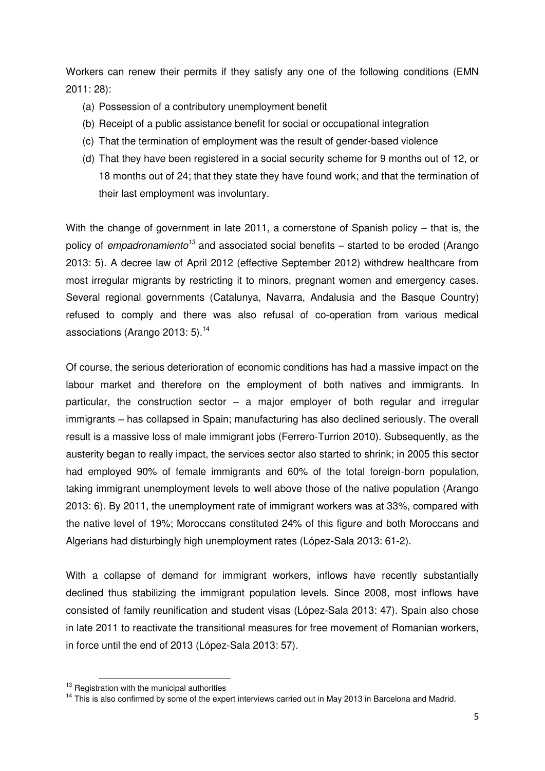Workers can renew their permits if they satisfy any one of the following conditions (EMN 2011: 28):

(a) Possession of a contributory unemployment benefit
(b) Receipt of a public assistance benefit for social or occupational integration
(c) That the termination of employment was the result of gender-based violence
(d) That they have been registered in a social security scheme for 9 months out of 12, or 18 months out of 24; that they state they have found work; and that the termination of their last employment was involuntary.

With the change of government in late 2011, a cornerstone of Spanish policy – that is, the policy of *empadronamiento*[13] and associated social benefits – started to be eroded (Arango 2013: 5). A decree law of April 2012 (effective September 2012) withdrew healthcare from most irregular migrants by restricting it to minors, pregnant women and emergency cases. Several regional governments (Catalunya, Navarra, Andalusia and the Basque Country) refused to comply and there was also refusal of co-operation from various medical associations (Arango 2013: 5).[14]

Of course, the serious deterioration of economic conditions has had a massive impact on the labour market and therefore on the employment of both natives and immigrants. In particular, the construction sector – a major employer of both regular and irregular immigrants – has collapsed in Spain; manufacturing has also declined seriously. The overall result is a massive loss of male immigrant jobs (Ferrero-Turrion 2010). Subsequently, as the austerity began to really impact, the services sector also started to shrink; in 2005 this sector had employed 90% of female immigrants and 60% of the total foreign-born population, taking immigrant unemployment levels to well above those of the native population (Arango 2013: 6). By 2011, the unemployment rate of immigrant workers was at 33%, compared with the native level of 19%; Moroccans constituted 24% of this figure and both Moroccans and Algerians had disturbingly high unemployment rates (López-Sala 2013: 61-2).

With a collapse of demand for immigrant workers, inflows have recently substantially declined thus stabilizing the immigrant population levels. Since 2008, most inflows have consisted of family reunification and student visas (López-Sala 2013: 47). Spain also chose in late 2011 to reactivate the transitional measures for free movement of Romanian workers, in force until the end of 2013 (López-Sala 2013: 57).

[13] Registration with the municipal authorities

[14] This is also confirmed by some of the expert interviews carried out in May 2013 in Barcelona and Madrid.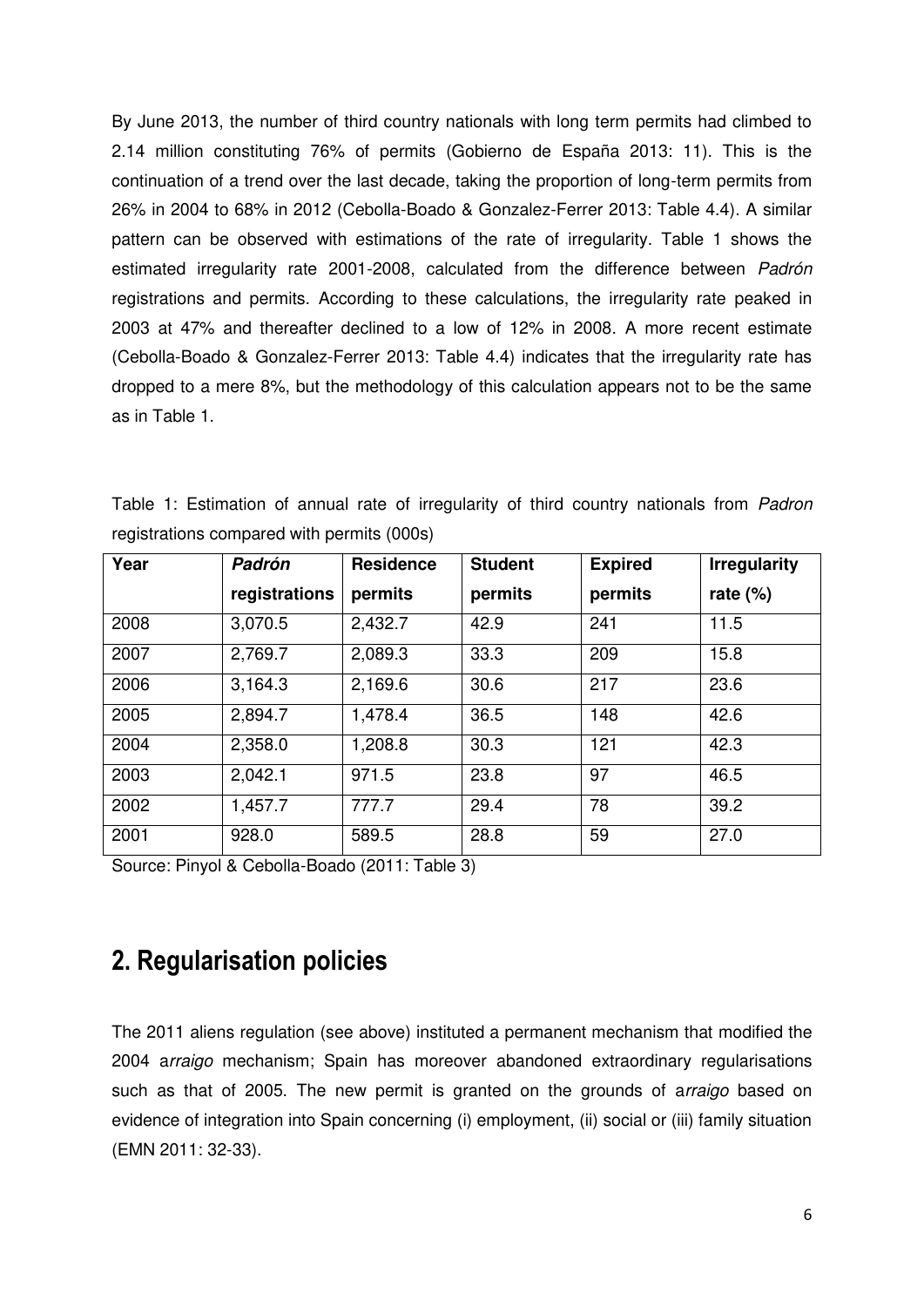By June 2013, the number of third country nationals with long term permits had climbed to 2.14 million constituting 76% of permits (Gobierno de España 2013: 11). This is the continuation of a trend over the last decade, taking the proportion of long-term permits from 26% in 2004 to 68% in 2012 (Cebolla-Boado & Gonzalez-Ferrer 2013: Table 4.4). A similar pattern can be observed with estimations of the rate of irregularity. Table 1 shows the estimated irregularity rate 2001-2008, calculated from the difference between *Padrón* registrations and permits. According to these calculations, the irregularity rate peaked in 2003 at 47% and thereafter declined to a low of 12% in 2008. A more recent estimate (Cebolla-Boado & Gonzalez-Ferrer 2013: Table 4.4) indicates that the irregularity rate has dropped to a mere 8%, but the methodology of this calculation appears not to be the same as in Table 1.

Table 1: Estimation of annual rate of irregularity of third country nationals from *Padron* registrations compared with permits (000s)

| Year | *Padrón* registrations | Residence permits | Student permits | Expired permits | Irregularity rate (%) |
|---|---|---|---|---|---|
| 2008 | 3,070.5 | 2,432.7 | 42.9 | 241 | 11.5 |
| 2007 | 2,769.7 | 2,089.3 | 33.3 | 209 | 15.8 |
| 2006 | 3,164.3 | 2,169.6 | 30.6 | 217 | 23.6 |
| 2005 | 2,894.7 | 1,478.4 | 36.5 | 148 | 42.6 |
| 2004 | 2,358.0 | 1,208.8 | 30.3 | 121 | 42.3 |
| 2003 | 2,042.1 | 971.5 | 23.8 | 97 | 46.5 |
| 2002 | 1,457.7 | 777.7 | 29.4 | 78 | 39.2 |
| 2001 | 928.0 | 589.5 | 28.8 | 59 | 27.0 |

Source: Pinyol & Cebolla-Boado (2011: Table 3)

## 2. Regularisation policies

The 2011 aliens regulation (see above) instituted a permanent mechanism that modified the 2004 a*rraigo* mechanism; Spain has moreover abandoned extraordinary regularisations such as that of 2005. The new permit is granted on the grounds of a*rraigo* based on evidence of integration into Spain concerning (i) employment, (ii) social or (iii) family situation (EMN 2011: 32-33).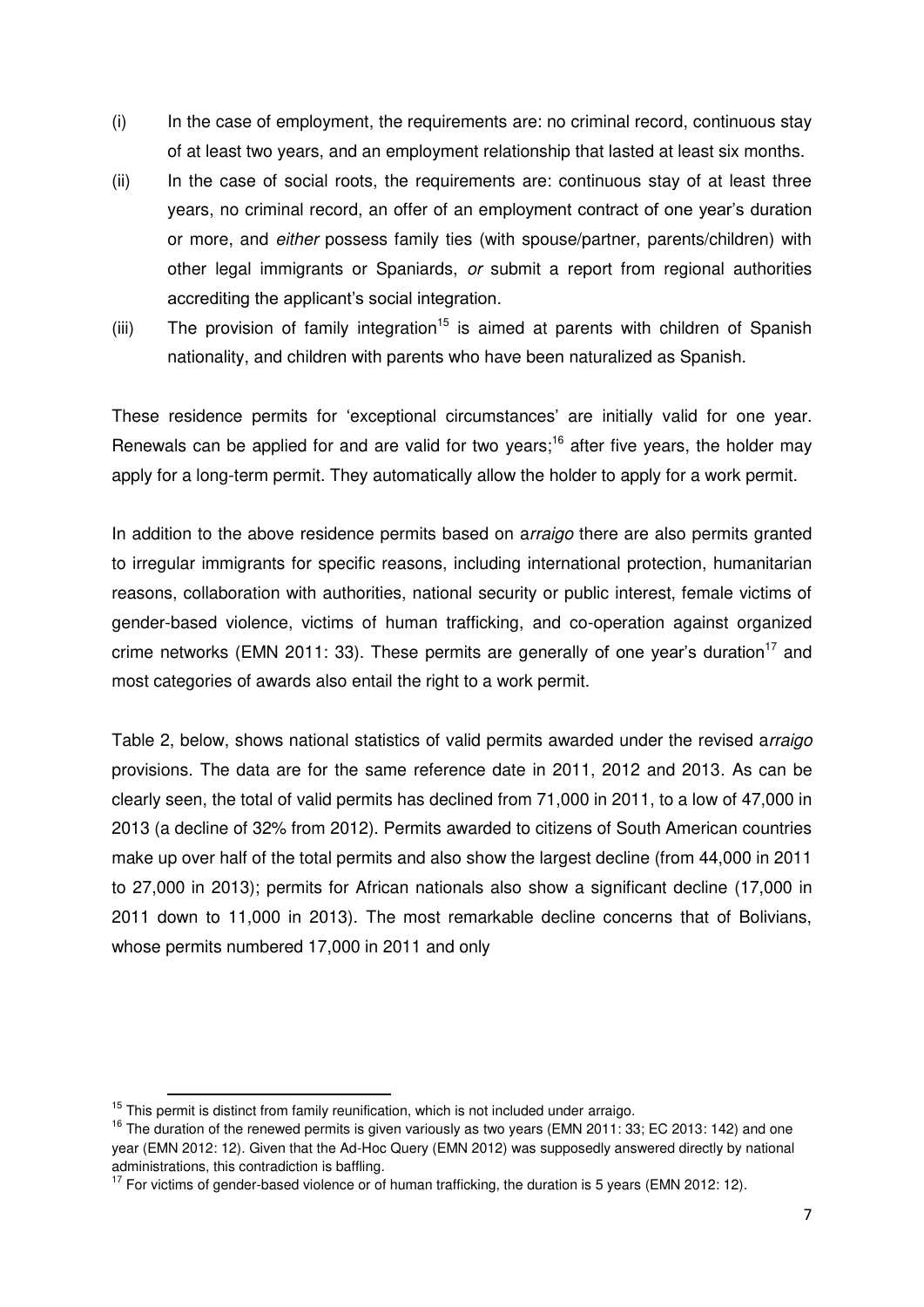(i) In the case of employment, the requirements are: no criminal record, continuous stay of at least two years, and an employment relationship that lasted at least six months.

(ii) In the case of social roots, the requirements are: continuous stay of at least three years, no criminal record, an offer of an employment contract of one year's duration or more, and *either* possess family ties (with spouse/partner, parents/children) with other legal immigrants or Spaniards, *or* submit a report from regional authorities accrediting the applicant's social integration.

(iii) The provision of family integration[15] is aimed at parents with children of Spanish nationality, and children with parents who have been naturalized as Spanish.

These residence permits for 'exceptional circumstances' are initially valid for one year. Renewals can be applied for and are valid for two years;[16] after five years, the holder may apply for a long-term permit. They automatically allow the holder to apply for a work permit.

In addition to the above residence permits based on a*rraigo* there are also permits granted to irregular immigrants for specific reasons, including international protection, humanitarian reasons, collaboration with authorities, national security or public interest, female victims of gender-based violence, victims of human trafficking, and co-operation against organized crime networks (EMN 2011: 33). These permits are generally of one year's duration[17] and most categories of awards also entail the right to a work permit.

Table 2, below, shows national statistics of valid permits awarded under the revised a*rraigo* provisions. The data are for the same reference date in 2011, 2012 and 2013. As can be clearly seen, the total of valid permits has declined from 71,000 in 2011, to a low of 47,000 in 2013 (a decline of 32% from 2012). Permits awarded to citizens of South American countries make up over half of the total permits and also show the largest decline (from 44,000 in 2011 to 27,000 in 2013); permits for African nationals also show a significant decline (17,000 in 2011 down to 11,000 in 2013). The most remarkable decline concerns that of Bolivians, whose permits numbered 17,000 in 2011 and only

---

[15] This permit is distinct from family reunification, which is not included under arraigo.

[16] The duration of the renewed permits is given variously as two years (EMN 2011: 33; EC 2013: 142) and one year (EMN 2012: 12). Given that the Ad-Hoc Query (EMN 2012) was supposedly answered directly by national administrations, this contradiction is baffling.

[17] For victims of gender-based violence or of human trafficking, the duration is 5 years (EMN 2012: 12).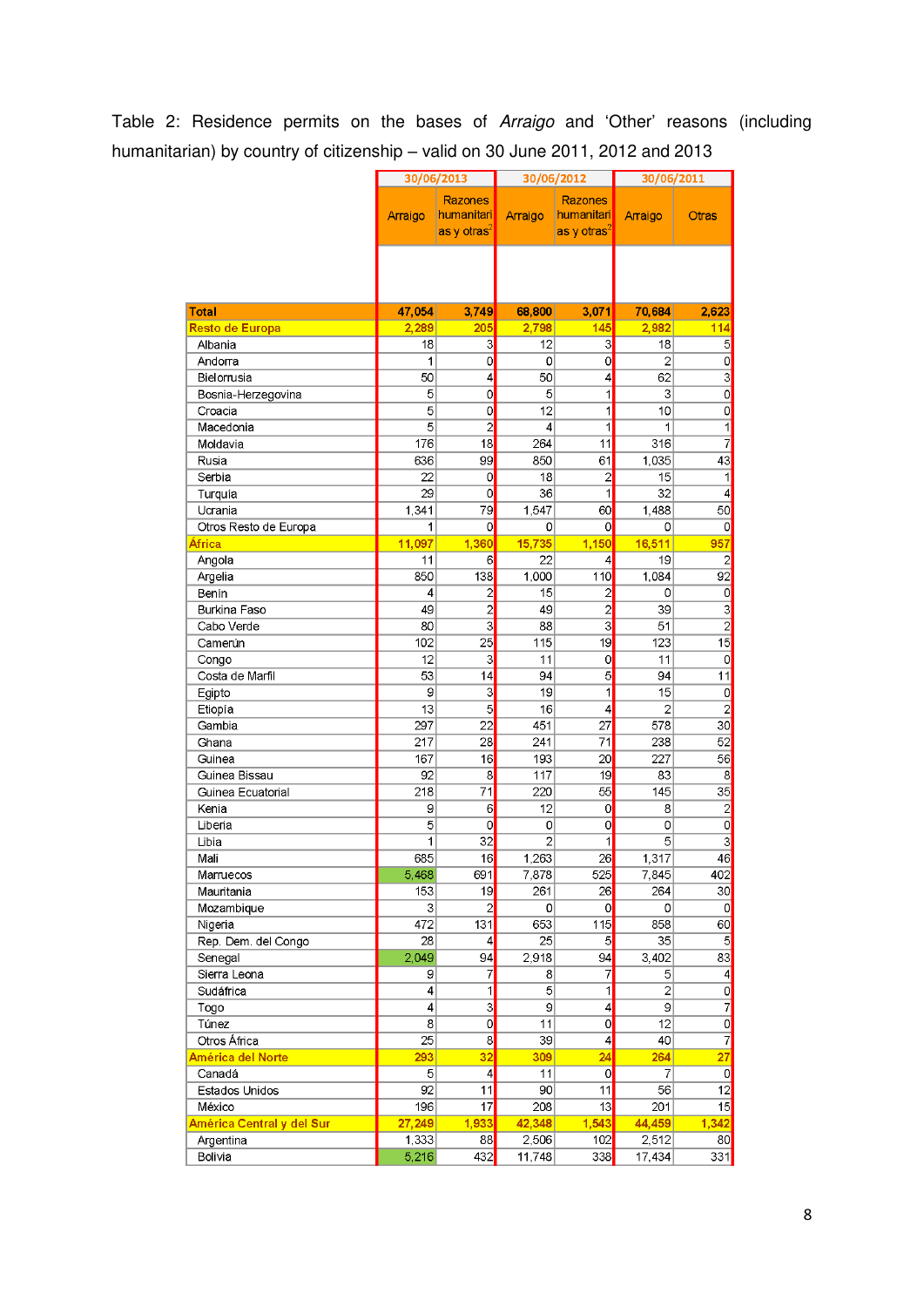Table 2: Residence permits on the bases of *Arraigo* and 'Other' reasons (including humanitarian) by country of citizenship – valid on 30 June 2011, 2012 and 2013

| | 30/06/2013 | | 30/06/2012 | | 30/06/2011 | |
|---|---|---|---|---|---|---|
| | Arraigo | Razones humanitarias y otras[2] | Arraigo | Razones humanitarias y otras[2] | Arraigo | Otras |
| **Total** | **47,054** | **3,749** | **68,800** | **3,071** | **70,684** | **2,623** |
| **Resto de Europa** | **2,289** | **205** | **2,798** | **145** | **2,982** | **114** |
| Albania | 18 | 3 | 12 | 3 | 18 | 5 |
| Andorra | 1 | 0 | 0 | 0 | 2 | 0 |
| Bielorrusia | 50 | 4 | 50 | 4 | 62 | 3 |
| Bosnia-Herzegovina | 5 | 0 | 5 | 1 | 3 | 0 |
| Croacia | 5 | 0 | 12 | 1 | 10 | 0 |
| Macedonia | 5 | 2 | 4 | 1 | 1 | 1 |
| Moldavia | 176 | 18 | 264 | 11 | 316 | 7 |
| Rusia | 636 | 99 | 850 | 61 | 1,035 | 43 |
| Serbia | 22 | 0 | 18 | 2 | 15 | 1 |
| Turquía | 29 | 0 | 36 | 1 | 32 | 4 |
| Ucrania | 1,341 | 79 | 1,547 | 60 | 1,488 | 50 |
| Otros Resto de Europa | 1 | 0 | 0 | 0 | 0 | 0 |
| **África** | **11,097** | **1,360** | **15,735** | **1,150** | **16,511** | **957** |
| Angola | 11 | 6 | 22 | 4 | 19 | 2 |
| Argelia | 850 | 138 | 1,000 | 110 | 1,084 | 92 |
| Benín | 4 | 2 | 15 | 2 | 0 | 0 |
| Burkina Faso | 49 | 2 | 49 | 2 | 39 | 3 |
| Cabo Verde | 80 | 3 | 88 | 3 | 51 | 2 |
| Camerún | 102 | 25 | 115 | 19 | 123 | 15 |
| Congo | 12 | 3 | 11 | 0 | 11 | 0 |
| Costa de Marfil | 53 | 14 | 94 | 5 | 94 | 11 |
| Egipto | 9 | 3 | 19 | 1 | 15 | 0 |
| Etiopía | 13 | 5 | 16 | 4 | 2 | 2 |
| Gambia | 297 | 22 | 451 | 27 | 578 | 30 |
| Ghana | 217 | 28 | 241 | 71 | 238 | 52 |
| Guinea | 167 | 16 | 193 | 20 | 227 | 56 |
| Guinea Bissau | 92 | 8 | 117 | 19 | 83 | 8 |
| Guinea Ecuatorial | 218 | 71 | 220 | 55 | 145 | 35 |
| Kenia | 9 | 6 | 12 | 0 | 8 | 2 |
| Liberia | 5 | 0 | 0 | 0 | 0 | 0 |
| Libia | 1 | 32 | 2 | 1 | 5 | 3 |
| Mali | 685 | 16 | 1,263 | 26 | 1,317 | 46 |
| Marruecos | 5,468 | 691 | 7,878 | 525 | 7,845 | 402 |
| Mauritania | 153 | 19 | 261 | 26 | 264 | 30 |
| Mozambique | 3 | 2 | 0 | 0 | 0 | 0 |
| Nigeria | 472 | 131 | 653 | 115 | 858 | 60 |
| Rep. Dem. del Congo | 28 | 4 | 25 | 5 | 35 | 5 |
| Senegal | 2,049 | 94 | 2,918 | 94 | 3,402 | 83 |
| Sierra Leona | 9 | 7 | 8 | 7 | 5 | 4 |
| Sudáfrica | 4 | 1 | 5 | 1 | 2 | 0 |
| Togo | 4 | 3 | 9 | 4 | 9 | 7 |
| Túnez | 8 | 0 | 11 | 0 | 12 | 0 |
| Otros África | 25 | 8 | 39 | 4 | 40 | 7 |
| **América del Norte** | **293** | **32** | **309** | **24** | **264** | **27** |
| Canadá | 5 | 4 | 11 | 0 | 7 | 0 |
| Estados Unidos | 92 | 11 | 90 | 11 | 56 | 12 |
| México | 196 | 17 | 208 | 13 | 201 | 15 |
| **América Central y del Sur** | **27,249** | **1,933** | **42,348** | **1,543** | **44,459** | **1,342** |
| Argentina | 1,333 | 88 | 2,506 | 102 | 2,512 | 80 |
| Bolivia | 5,216 | 432 | 11,748 | 338 | 17,434 | 331 |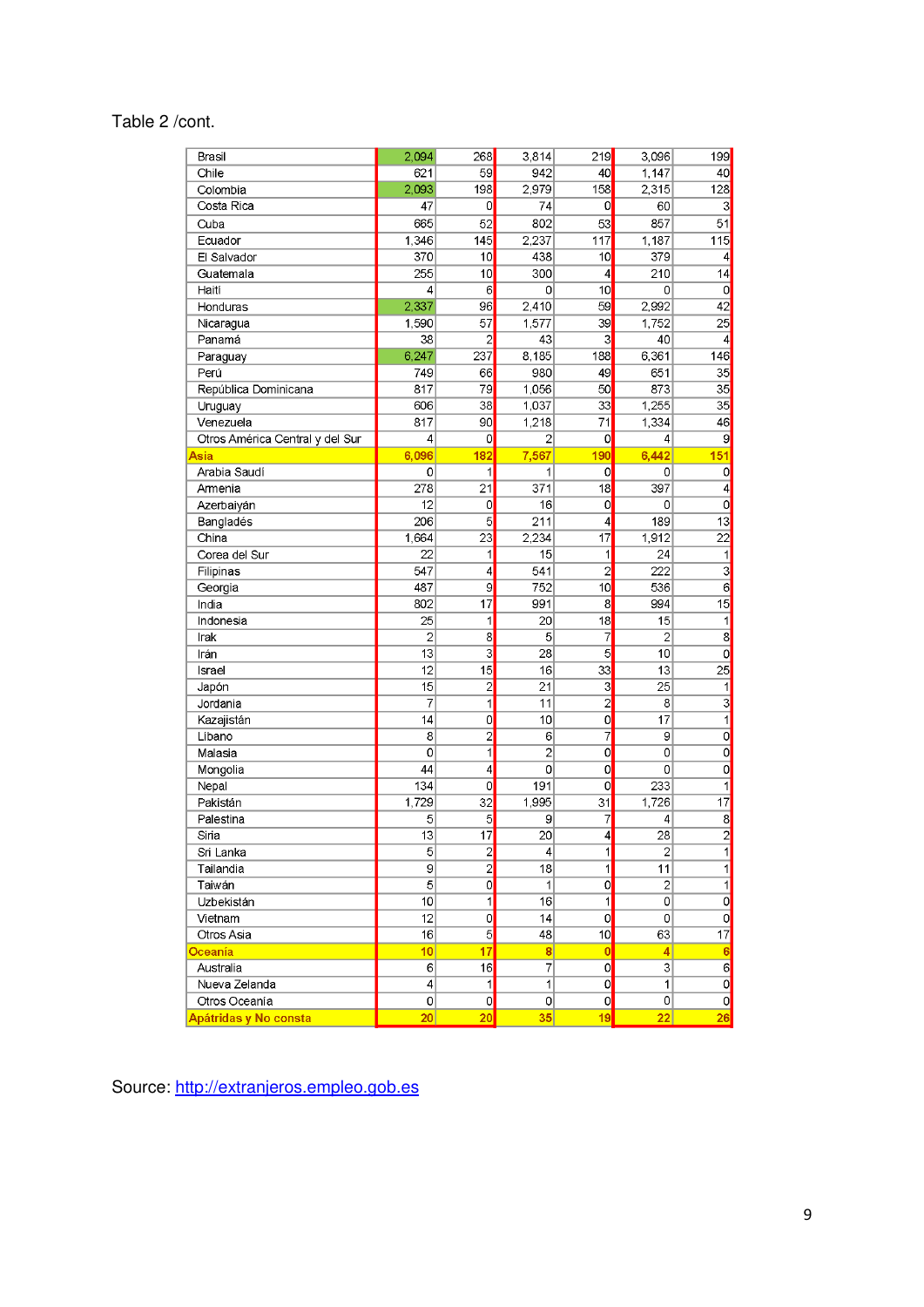Table 2 /cont.

| | | | | | | |
|---|---|---|---|---|---|---|
| Brasil | 2,094 | 268 | 3,814 | 219 | 3,096 | 199 |
| Chile | 621 | 59 | 942 | 40 | 1,147 | 40 |
| Colombia | 2,093 | 198 | 2,979 | 158 | 2,315 | 128 |
| Costa Rica | 47 | 0 | 74 | 0 | 60 | 3 |
| Cuba | 665 | 52 | 802 | 53 | 857 | 51 |
| Ecuador | 1,346 | 145 | 2,237 | 117 | 1,187 | 115 |
| El Salvador | 370 | 10 | 438 | 10 | 379 | 4 |
| Guatemala | 255 | 10 | 300 | 4 | 210 | 14 |
| Haiti | 4 | 6 | 0 | 10 | 0 | 0 |
| Honduras | 2,337 | 96 | 2,410 | 59 | 2,992 | 42 |
| Nicaragua | 1,590 | 57 | 1,577 | 39 | 1,752 | 25 |
| Panamá | 38 | 2 | 43 | 3 | 40 | 4 |
| Paraguay | 6,247 | 237 | 8,185 | 188 | 6,361 | 146 |
| Perú | 749 | 66 | 980 | 49 | 651 | 35 |
| República Dominicana | 817 | 79 | 1,056 | 50 | 873 | 35 |
| Uruguay | 606 | 38 | 1,037 | 33 | 1,255 | 35 |
| Venezuela | 817 | 90 | 1,218 | 71 | 1,334 | 46 |
| Otros América Central y del Sur | 4 | 0 | 2 | 0 | 4 | 9 |
| **Asia** | **6,096** | **182** | **7,567** | **190** | **6,442** | **151** |
| Arabia Saudí | 0 | 1 | 1 | 0 | 0 | 0 |
| Armenia | 278 | 21 | 371 | 18 | 397 | 4 |
| Azerbaiyán | 12 | 0 | 16 | 0 | 0 | 0 |
| Bangladés | 206 | 5 | 211 | 4 | 189 | 13 |
| China | 1,664 | 23 | 2,234 | 17 | 1,912 | 22 |
| Corea del Sur | 22 | 1 | 15 | 1 | 24 | 1 |
| Filipinas | 547 | 4 | 541 | 2 | 222 | 3 |
| Georgia | 487 | 9 | 752 | 10 | 536 | 6 |
| India | 802 | 17 | 991 | 8 | 994 | 15 |
| Indonesia | 25 | 1 | 20 | 18 | 15 | 1 |
| Irak | 2 | 8 | 5 | 7 | 2 | 8 |
| Irán | 13 | 3 | 28 | 5 | 10 | 0 |
| Israel | 12 | 15 | 16 | 33 | 13 | 25 |
| Japón | 15 | 2 | 21 | 3 | 25 | 1 |
| Jordania | 7 | 1 | 11 | 2 | 8 | 3 |
| Kazajistán | 14 | 0 | 10 | 0 | 17 | 1 |
| Líbano | 8 | 2 | 6 | 7 | 9 | 0 |
| Malasia | 0 | 1 | 2 | 0 | 0 | 0 |
| Mongolia | 44 | 4 | 0 | 0 | 0 | 0 |
| Nepal | 134 | 0 | 191 | 0 | 233 | 1 |
| Pakistán | 1,729 | 32 | 1,995 | 31 | 1,726 | 17 |
| Palestina | 5 | 5 | 9 | 7 | 4 | 8 |
| Siria | 13 | 17 | 20 | 4 | 28 | 2 |
| Sri Lanka | 5 | 2 | 4 | 1 | 2 | 1 |
| Tailandia | 9 | 2 | 18 | 1 | 11 | 1 |
| Taiwán | 5 | 0 | 1 | 0 | 2 | 1 |
| Uzbekistán | 10 | 1 | 16 | 1 | 0 | 0 |
| Vietnam | 12 | 0 | 14 | 0 | 0 | 0 |
| Otros Asia | 16 | 5 | 48 | 10 | 63 | 17 |
| **Oceanía** | **10** | **17** | **8** | **0** | **4** | **6** |
| Australia | 6 | 16 | 7 | 0 | 3 | 6 |
| Nueva Zelanda | 4 | 1 | 1 | 0 | 1 | 0 |
| Otros Oceanía | 0 | 0 | 0 | 0 | 0 | 0 |
| **Apátridas y No consta** | **20** | **20** | **35** | **19** | **22** | **26** |

Source: http://extranjeros.empleo.gob.es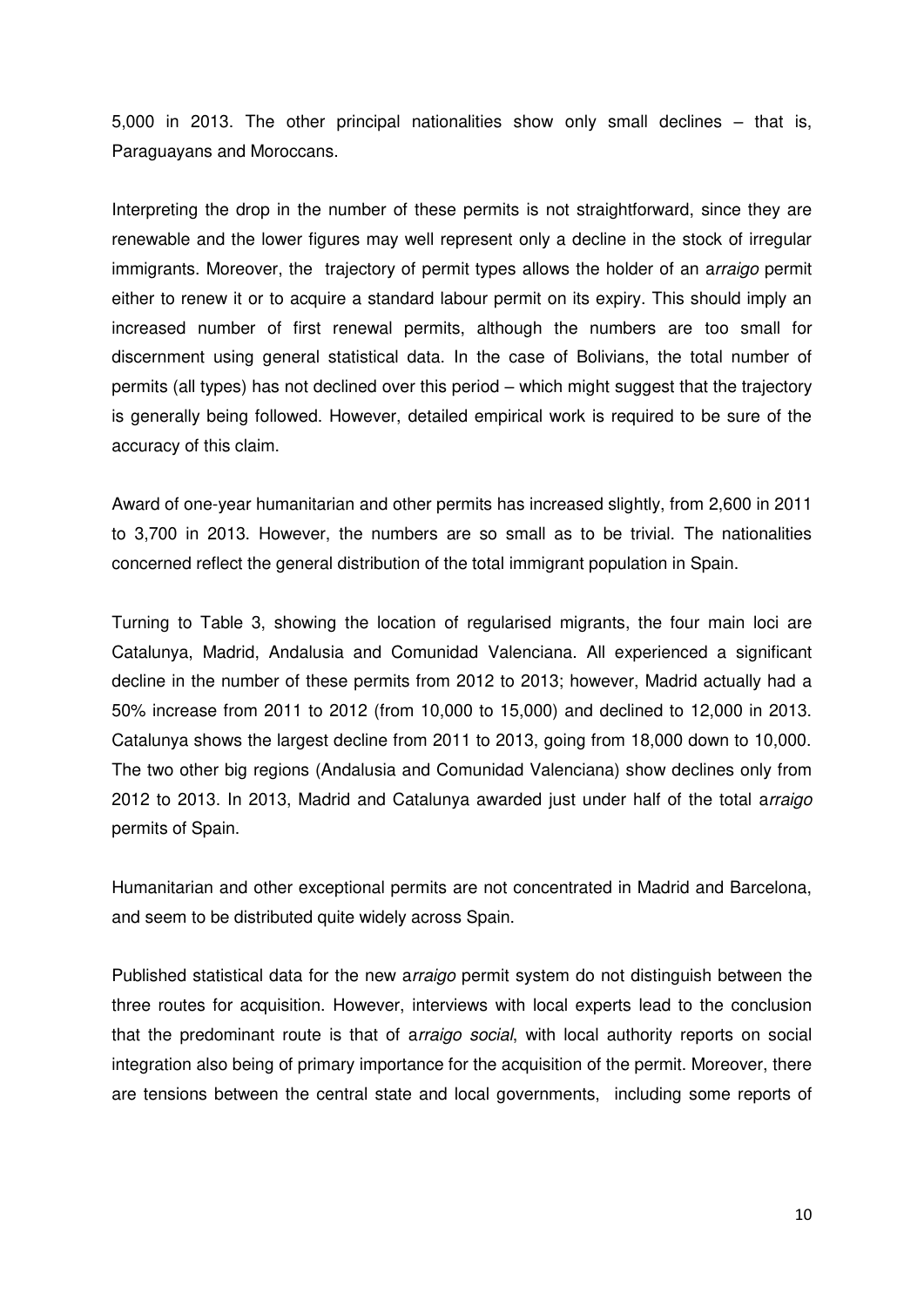5,000 in 2013. The other principal nationalities show only small declines – that is, Paraguayans and Moroccans.

Interpreting the drop in the number of these permits is not straightforward, since they are renewable and the lower figures may well represent only a decline in the stock of irregular immigrants. Moreover, the trajectory of permit types allows the holder of an a*rraigo* permit either to renew it or to acquire a standard labour permit on its expiry. This should imply an increased number of first renewal permits, although the numbers are too small for discernment using general statistical data. In the case of Bolivians, the total number of permits (all types) has not declined over this period – which might suggest that the trajectory is generally being followed. However, detailed empirical work is required to be sure of the accuracy of this claim.

Award of one-year humanitarian and other permits has increased slightly, from 2,600 in 2011 to 3,700 in 2013. However, the numbers are so small as to be trivial. The nationalities concerned reflect the general distribution of the total immigrant population in Spain.

Turning to Table 3, showing the location of regularised migrants, the four main loci are Catalunya, Madrid, Andalusia and Comunidad Valenciana. All experienced a significant decline in the number of these permits from 2012 to 2013; however, Madrid actually had a 50% increase from 2011 to 2012 (from 10,000 to 15,000) and declined to 12,000 in 2013. Catalunya shows the largest decline from 2011 to 2013, going from 18,000 down to 10,000. The two other big regions (Andalusia and Comunidad Valenciana) show declines only from 2012 to 2013. In 2013, Madrid and Catalunya awarded just under half of the total a*rraigo* permits of Spain.

Humanitarian and other exceptional permits are not concentrated in Madrid and Barcelona, and seem to be distributed quite widely across Spain.

Published statistical data for the new a*rraigo* permit system do not distinguish between the three routes for acquisition. However, interviews with local experts lead to the conclusion that the predominant route is that of a*rraigo social*, with local authority reports on social integration also being of primary importance for the acquisition of the permit. Moreover, there are tensions between the central state and local governments, including some reports of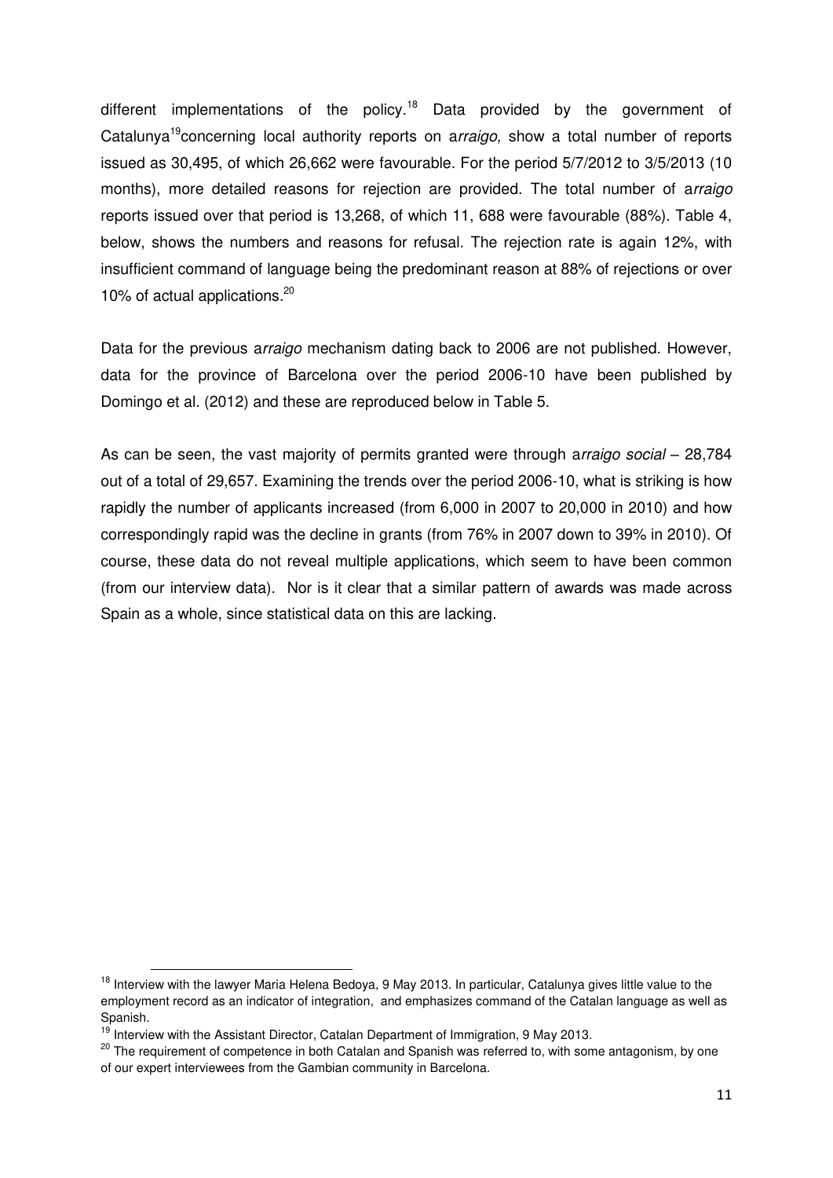different implementations of the policy.[18] Data provided by the government of Catalunya[19]concerning local authority reports on a*rraigo,* show a total number of reports issued as 30,495, of which 26,662 were favourable. For the period 5/7/2012 to 3/5/2013 (10 months), more detailed reasons for rejection are provided. The total number of a*rraigo* reports issued over that period is 13,268, of which 11, 688 were favourable (88%). Table 4, below, shows the numbers and reasons for refusal. The rejection rate is again 12%, with insufficient command of language being the predominant reason at 88% of rejections or over 10% of actual applications.[20]

Data for the previous a*rraigo* mechanism dating back to 2006 are not published. However, data for the province of Barcelona over the period 2006-10 have been published by Domingo et al. (2012) and these are reproduced below in Table 5.

As can be seen, the vast majority of permits granted were through a*rraigo social* – 28,784 out of a total of 29,657. Examining the trends over the period 2006-10, what is striking is how rapidly the number of applicants increased (from 6,000 in 2007 to 20,000 in 2010) and how correspondingly rapid was the decline in grants (from 76% in 2007 down to 39% in 2010). Of course, these data do not reveal multiple applications, which seem to have been common (from our interview data). Nor is it clear that a similar pattern of awards was made across Spain as a whole, since statistical data on this are lacking.

[18] Interview with the lawyer Maria Helena Bedoya, 9 May 2013. In particular, Catalunya gives little value to the employment record as an indicator of integration, and emphasizes command of the Catalan language as well as Spanish.

[19] Interview with the Assistant Director, Catalan Department of Immigration, 9 May 2013.

[20] The requirement of competence in both Catalan and Spanish was referred to, with some antagonism, by one of our expert interviewees from the Gambian community in Barcelona.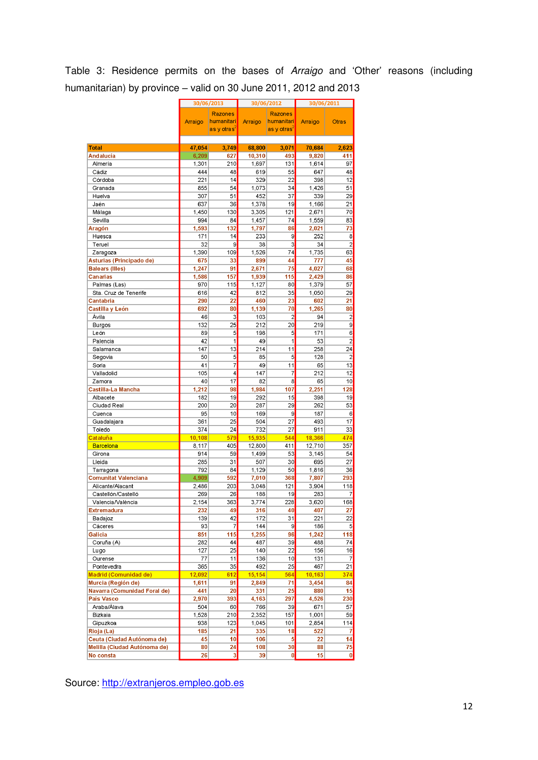Table 3: Residence permits on the bases of *Arraigo* and 'Other' reasons (including humanitarian) by province – valid on 30 June 2011, 2012 and 2013

| | 30/06/2013 | | 30/06/2012 | | 30/06/2011 | |
|---|---|---|---|---|---|---|
| | Arraigo | Razones humanitarias y otras[2] | Arraigo | Razones humanitarias y otras[2] | Arraigo | Otras |
| **Total** | 47,054 | 3,749 | 68,800 | 3,071 | 70,684 | 2,623 |
| **Andalucía** | 6,209 | 627 | 10,310 | 493 | 9,820 | 411 |
| Almería | 1,301 | 210 | 1,697 | 131 | 1,614 | 97 |
| Cádiz | 444 | 48 | 619 | 55 | 647 | 48 |
| Córdoba | 221 | 14 | 329 | 22 | 398 | 12 |
| Granada | 855 | 54 | 1,073 | 34 | 1,426 | 51 |
| Huelva | 307 | 51 | 452 | 37 | 339 | 29 |
| Jaén | 637 | 36 | 1,378 | 19 | 1,166 | 21 |
| Málaga | 1,450 | 130 | 3,305 | 121 | 2,671 | 70 |
| Sevilla | 994 | 84 | 1,457 | 74 | 1,559 | 83 |
| **Aragón** | 1,593 | 132 | 1,797 | 86 | 2,021 | 73 |
| Huesca | 171 | 14 | 233 | 9 | 252 | 8 |
| Teruel | 32 | 9 | 38 | 3 | 34 | 2 |
| Zaragoza | 1,390 | 109 | 1,526 | 74 | 1,735 | 63 |
| **Asturias (Principado de)** | 675 | 33 | 899 | 44 | 777 | 45 |
| **Balears (Illes)** | 1,247 | 91 | 2,671 | 75 | 4,027 | 68 |
| **Canarias** | 1,586 | 157 | 1,939 | 115 | 2,429 | 86 |
| Palmas (Las) | 970 | 115 | 1,127 | 80 | 1,379 | 57 |
| Sta. Cruz de Tenerife | 616 | 42 | 812 | 35 | 1,050 | 29 |
| **Cantabria** | 290 | 22 | 460 | 23 | 602 | 21 |
| **Castilla y León** | 692 | 80 | 1,139 | 70 | 1,265 | 80 |
| Ávila | 46 | 3 | 103 | 2 | 94 | 2 |
| Burgos | 132 | 25 | 212 | 20 | 219 | 9 |
| León | 89 | 5 | 198 | 5 | 171 | 6 |
| Palencia | 42 | 1 | 49 | 1 | 53 | 2 |
| Salamanca | 147 | 13 | 214 | 11 | 258 | 24 |
| Segovia | 50 | 5 | 85 | 5 | 128 | 2 |
| Soria | 41 | 7 | 49 | 11 | 65 | 13 |
| Valladolid | 105 | 4 | 147 | 7 | 212 | 12 |
| Zamora | 40 | 17 | 82 | 8 | 65 | 10 |
| **Castilla-La Mancha** | 1,212 | 98 | 1,984 | 107 | 2,251 | 128 |
| Albacete | 182 | 19 | 292 | 15 | 398 | 19 |
| Ciudad Real | 200 | 20 | 287 | 29 | 262 | 53 |
| Cuenca | 95 | 10 | 169 | 9 | 187 | 6 |
| Guadalajara | 361 | 25 | 504 | 27 | 493 | 17 |
| Toledo | 374 | 24 | 732 | 27 | 911 | 33 |
| **Cataluña** | 10,108 | 579 | 15,935 | 544 | 18,366 | 474 |
| Barcelona | 8,117 | 405 | 12,800 | 411 | 12,710 | 357 |
| Girona | 914 | 59 | 1,499 | 53 | 3,145 | 54 |
| Lleida | 285 | 31 | 507 | 30 | 695 | 27 |
| Tarragona | 792 | 84 | 1,129 | 50 | 1,816 | 36 |
| **Comunitat Valenciana** | 4,909 | 592 | 7,010 | 368 | 7,807 | 293 |
| Alicante/Alacant | 2,486 | 203 | 3,048 | 121 | 3,904 | 118 |
| Castellón/Castelló | 269 | 26 | 188 | 19 | 283 | 7 |
| Valencia/València | 2,154 | 363 | 3,774 | 228 | 3,620 | 168 |
| **Extremadura** | 232 | 49 | 316 | 40 | 407 | 27 |
| Badajoz | 139 | 42 | 172 | 31 | 221 | 22 |
| Cáceres | 93 | 7 | 144 | 9 | 186 | 5 |
| **Galicia** | 851 | 115 | 1,255 | 96 | 1,242 | 118 |
| Coruña (A) | 282 | 44 | 487 | 39 | 488 | 74 |
| Lugo | 127 | 25 | 140 | 22 | 156 | 16 |
| Ourense | 77 | 11 | 136 | 10 | 131 | 7 |
| Pontevedra | 365 | 35 | 492 | 25 | 467 | 21 |
| **Madrid (Comunidad de)** | 12,092 | 612 | 15,154 | 564 | 10,163 | 374 |
| **Murcia (Región de)** | 1,611 | 91 | 2,849 | 71 | 3,454 | 84 |
| **Navarra (Comunidad Foral de)** | 441 | 20 | 331 | 25 | 880 | 15 |
| **País Vasco** | 2,970 | 393 | 4,163 | 297 | 4,526 | 230 |
| Araba/Álava | 504 | 60 | 766 | 39 | 671 | 57 |
| Bizkaia | 1,528 | 210 | 2,352 | 157 | 1,001 | 59 |
| Gipuzkoa | 938 | 123 | 1,045 | 101 | 2,854 | 114 |
| **Rioja (La)** | 185 | 21 | 335 | 18 | 522 | 7 |
| **Ceuta (Ciudad Autónoma de)** | 45 | 10 | 106 | 5 | 22 | 14 |
| **Melilla (Ciudad Autónoma de)** | 80 | 24 | 108 | 30 | 88 | 75 |
| **No consta** | 26 | 3 | 39 | 0 | 15 | 0 |

Source: http://extranjeros.empleo.gob.es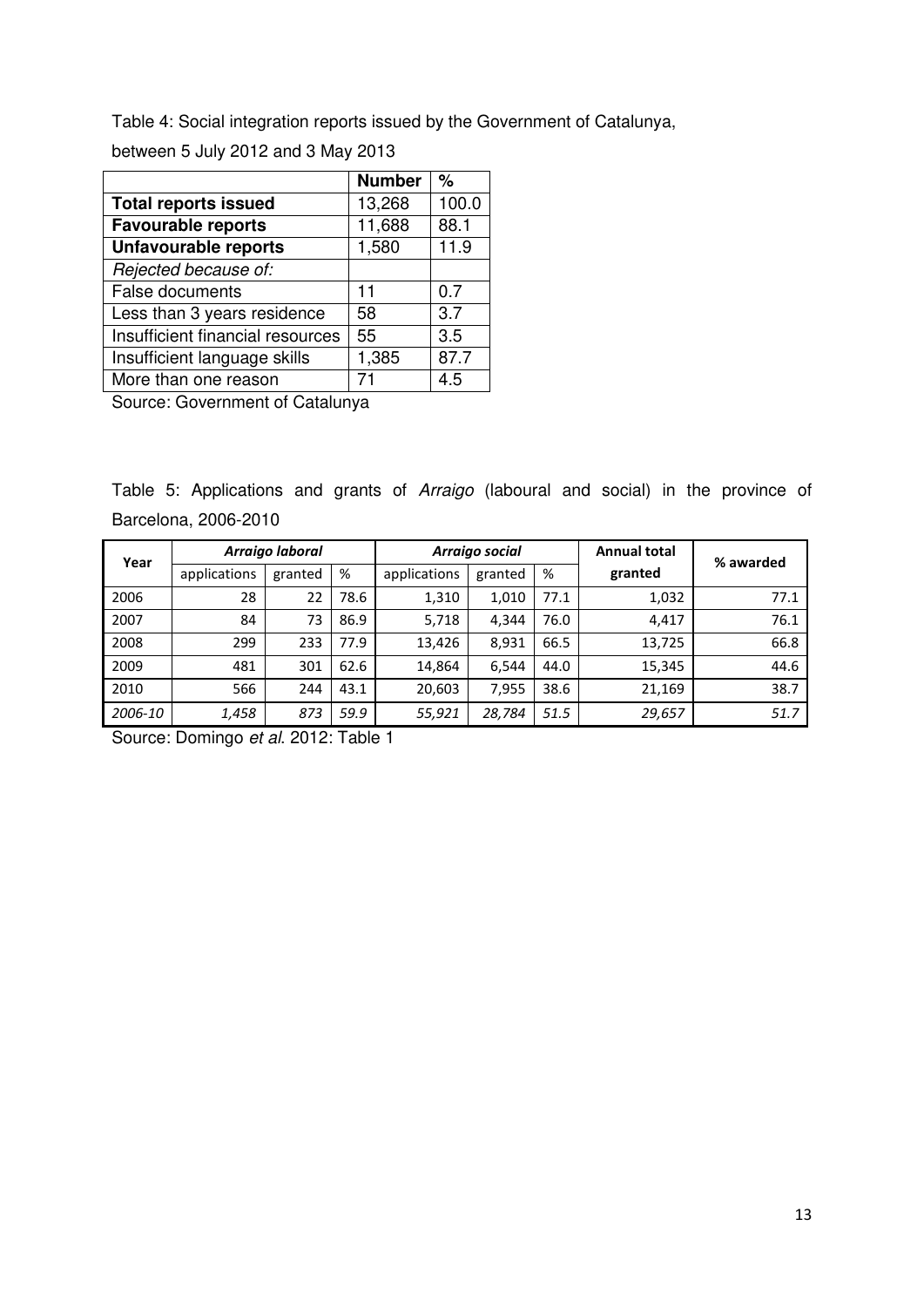Table 4: Social integration reports issued by the Government of Catalunya, between 5 July 2012 and 3 May 2013

| | **Number** | **%** |
|---|---|---|
| **Total reports issued** | 13,268 | 100.0 |
| **Favourable reports** | 11,688 | 88.1 |
| **Unfavourable reports** | 1,580 | 11.9 |
| *Rejected because of:* | | |
| False documents | 11 | 0.7 |
| Less than 3 years residence | 58 | 3.7 |
| Insufficient financial resources | 55 | 3.5 |
| Insufficient language skills | 1,385 | 87.7 |
| More than one reason | 71 | 4.5 |

Source: Government of Catalunya

Table 5: Applications and grants of *Arraigo* (laboural and social) in the province of Barcelona, 2006-2010

| Year | *Arraigo laboral* | | | *Arraigo social* | | | Annual total granted | % awarded |
|---|---|---|---|---|---|---|---|---|
| | applications | granted | % | applications | granted | % | | |
| 2006 | 28 | 22 | 78.6 | 1,310 | 1,010 | 77.1 | 1,032 | 77.1 |
| 2007 | 84 | 73 | 86.9 | 5,718 | 4,344 | 76.0 | 4,417 | 76.1 |
| 2008 | 299 | 233 | 77.9 | 13,426 | 8,931 | 66.5 | 13,725 | 66.8 |
| 2009 | 481 | 301 | 62.6 | 14,864 | 6,544 | 44.0 | 15,345 | 44.6 |
| 2010 | 566 | 244 | 43.1 | 20,603 | 7,955 | 38.6 | 21,169 | 38.7 |
| *2006-10* | *1,458* | *873* | *59.9* | *55,921* | *28,784* | *51.5* | *29,657* | *51.7* |

Source: Domingo *et al.* 2012: Table 1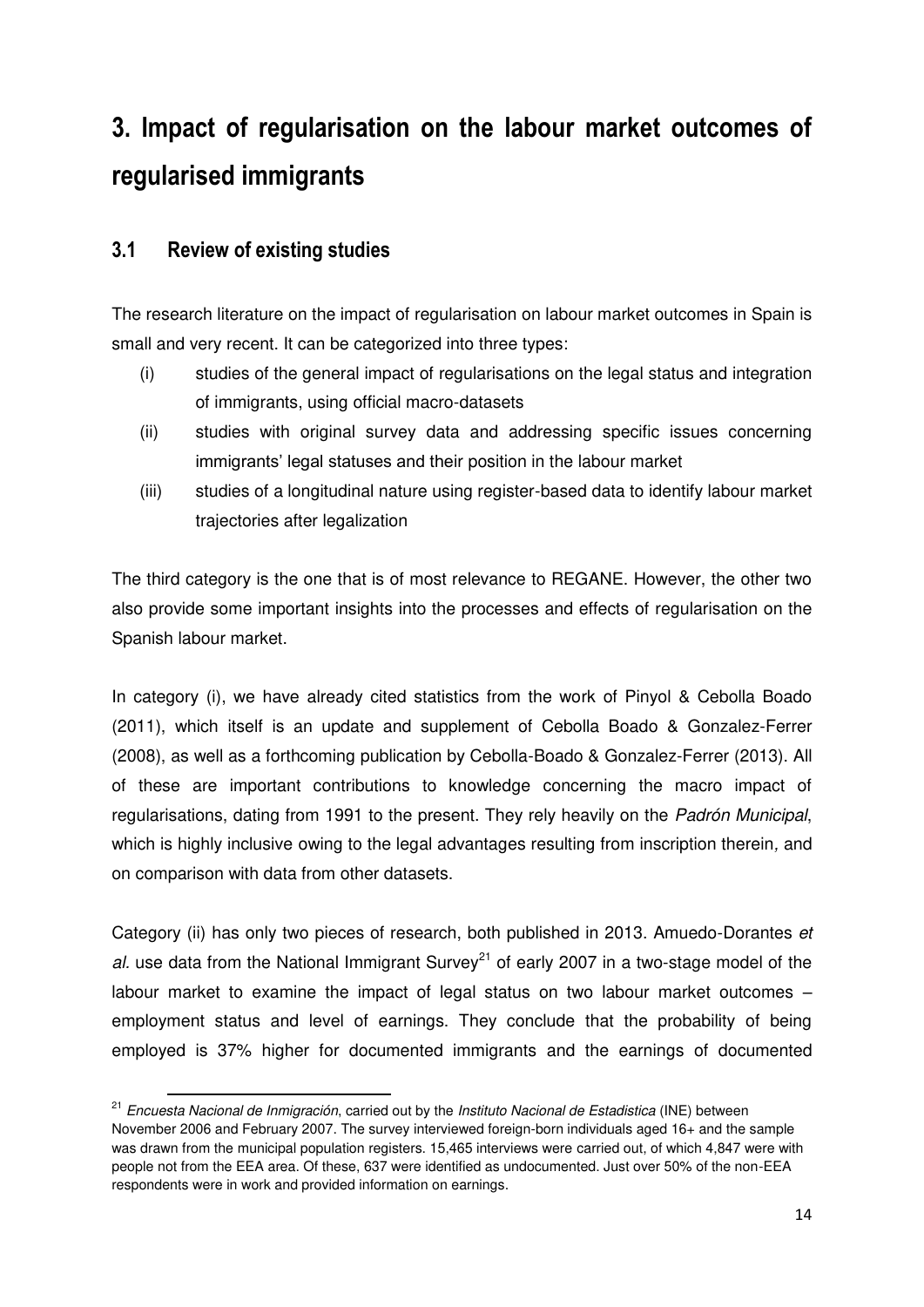# 3. Impact of regularisation on the labour market outcomes of regularised immigrants

## 3.1 Review of existing studies

The research literature on the impact of regularisation on labour market outcomes in Spain is small and very recent. It can be categorized into three types:

(i) studies of the general impact of regularisations on the legal status and integration of immigrants, using official macro-datasets

(ii) studies with original survey data and addressing specific issues concerning immigrants' legal statuses and their position in the labour market

(iii) studies of a longitudinal nature using register-based data to identify labour market trajectories after legalization

The third category is the one that is of most relevance to REGANE. However, the other two also provide some important insights into the processes and effects of regularisation on the Spanish labour market.

In category (i), we have already cited statistics from the work of Pinyol & Cebolla Boado (2011), which itself is an update and supplement of Cebolla Boado & Gonzalez-Ferrer (2008), as well as a forthcoming publication by Cebolla-Boado & Gonzalez-Ferrer (2013). All of these are important contributions to knowledge concerning the macro impact of regularisations, dating from 1991 to the present. They rely heavily on the *Padrón Municipal*, which is highly inclusive owing to the legal advantages resulting from inscription therein, and on comparison with data from other datasets.

Category (ii) has only two pieces of research, both published in 2013. Amuedo-Dorantes *et al*. use data from the National Immigrant Survey[21] of early 2007 in a two-stage model of the labour market to examine the impact of legal status on two labour market outcomes – employment status and level of earnings. They conclude that the probability of being employed is 37% higher for documented immigrants and the earnings of documented

[21] *Encuesta Nacional de Inmigración*, carried out by the *Instituto Nacional de Estadistica* (INE) between November 2006 and February 2007. The survey interviewed foreign-born individuals aged 16+ and the sample was drawn from the municipal population registers. 15,465 interviews were carried out, of which 4,847 were with people not from the EEA area. Of these, 637 were identified as undocumented. Just over 50% of the non-EEA respondents were in work and provided information on earnings.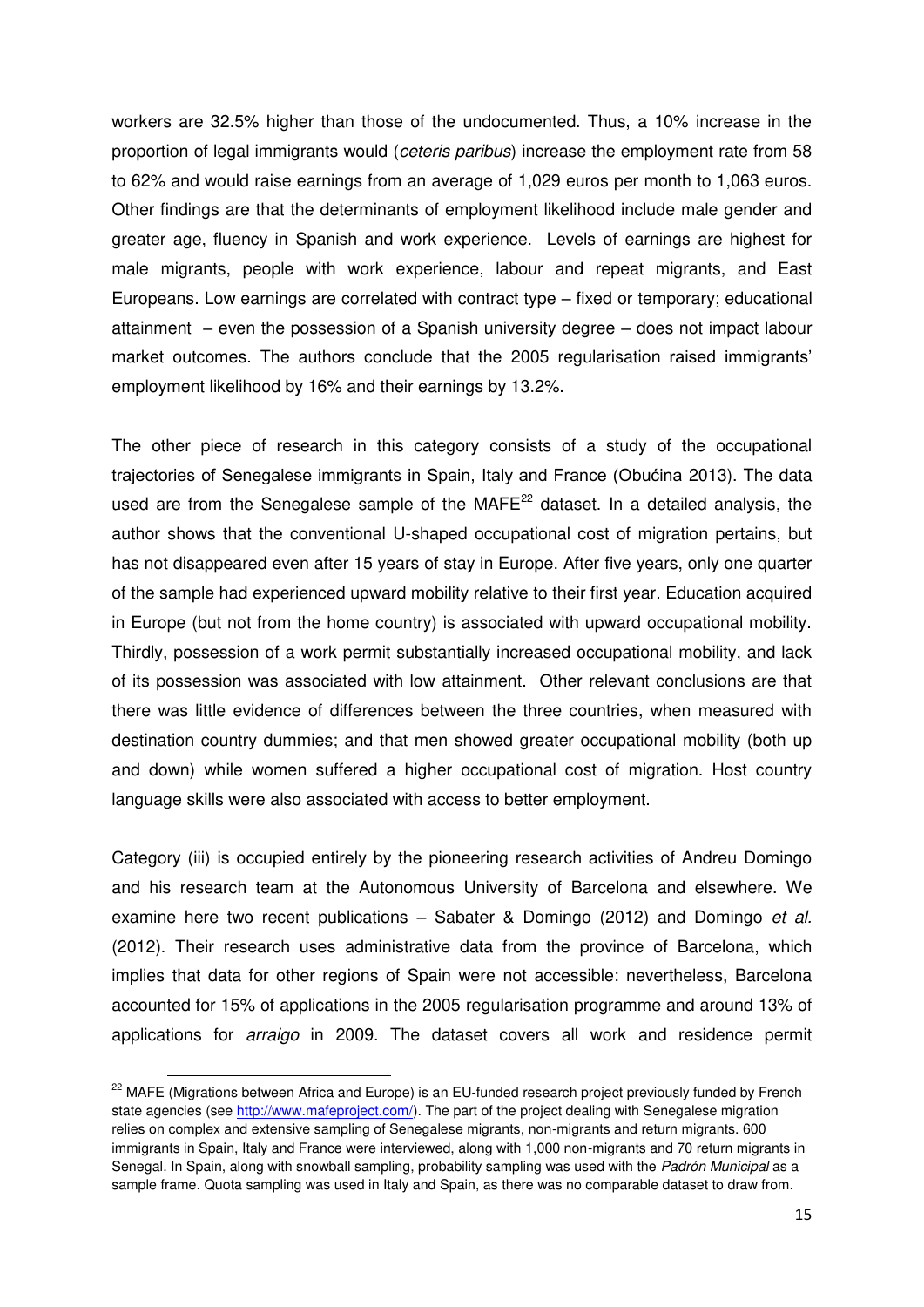workers are 32.5% higher than those of the undocumented. Thus, a 10% increase in the proportion of legal immigrants would (*ceteris paribus*) increase the employment rate from 58 to 62% and would raise earnings from an average of 1,029 euros per month to 1,063 euros. Other findings are that the determinants of employment likelihood include male gender and greater age, fluency in Spanish and work experience. Levels of earnings are highest for male migrants, people with work experience, labour and repeat migrants, and East Europeans. Low earnings are correlated with contract type – fixed or temporary; educational attainment – even the possession of a Spanish university degree – does not impact labour market outcomes. The authors conclude that the 2005 regularisation raised immigrants' employment likelihood by 16% and their earnings by 13.2%.

The other piece of research in this category consists of a study of the occupational trajectories of Senegalese immigrants in Spain, Italy and France (Obućina 2013). The data used are from the Senegalese sample of the MAFE[22] dataset. In a detailed analysis, the author shows that the conventional U-shaped occupational cost of migration pertains, but has not disappeared even after 15 years of stay in Europe. After five years, only one quarter of the sample had experienced upward mobility relative to their first year. Education acquired in Europe (but not from the home country) is associated with upward occupational mobility. Thirdly, possession of a work permit substantially increased occupational mobility, and lack of its possession was associated with low attainment. Other relevant conclusions are that there was little evidence of differences between the three countries, when measured with destination country dummies; and that men showed greater occupational mobility (both up and down) while women suffered a higher occupational cost of migration. Host country language skills were also associated with access to better employment.

Category (iii) is occupied entirely by the pioneering research activities of Andreu Domingo and his research team at the Autonomous University of Barcelona and elsewhere. We examine here two recent publications – Sabater & Domingo (2012) and Domingo *et al.* (2012). Their research uses administrative data from the province of Barcelona, which implies that data for other regions of Spain were not accessible: nevertheless, Barcelona accounted for 15% of applications in the 2005 regularisation programme and around 13% of applications for *arraigo* in 2009. The dataset covers all work and residence permit

---

[22] MAFE (Migrations between Africa and Europe) is an EU-funded research project previously funded by French state agencies (see http://www.mafeproject.com/). The part of the project dealing with Senegalese migration relies on complex and extensive sampling of Senegalese migrants, non-migrants and return migrants. 600 immigrants in Spain, Italy and France were interviewed, along with 1,000 non-migrants and 70 return migrants in Senegal. In Spain, along with snowball sampling, probability sampling was used with the *Padrón Municipal* as a sample frame. Quota sampling was used in Italy and Spain, as there was no comparable dataset to draw from.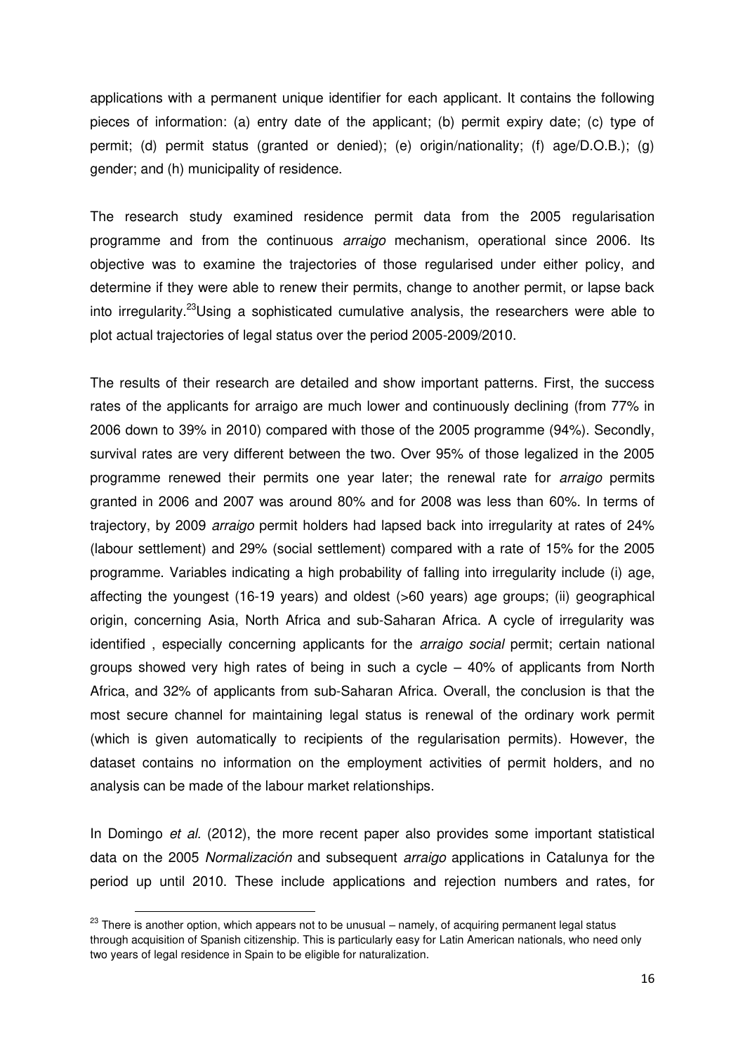applications with a permanent unique identifier for each applicant. It contains the following pieces of information: (a) entry date of the applicant; (b) permit expiry date; (c) type of permit; (d) permit status (granted or denied); (e) origin/nationality; (f) age/D.O.B.); (g) gender; and (h) municipality of residence.

The research study examined residence permit data from the 2005 regularisation programme and from the continuous *arraigo* mechanism, operational since 2006. Its objective was to examine the trajectories of those regularised under either policy, and determine if they were able to renew their permits, change to another permit, or lapse back into irregularity.[23]Using a sophisticated cumulative analysis, the researchers were able to plot actual trajectories of legal status over the period 2005-2009/2010.

The results of their research are detailed and show important patterns. First, the success rates of the applicants for arraigo are much lower and continuously declining (from 77% in 2006 down to 39% in 2010) compared with those of the 2005 programme (94%). Secondly, survival rates are very different between the two. Over 95% of those legalized in the 2005 programme renewed their permits one year later; the renewal rate for *arraigo* permits granted in 2006 and 2007 was around 80% and for 2008 was less than 60%. In terms of trajectory, by 2009 *arraigo* permit holders had lapsed back into irregularity at rates of 24% (labour settlement) and 29% (social settlement) compared with a rate of 15% for the 2005 programme. Variables indicating a high probability of falling into irregularity include (i) age, affecting the youngest (16-19 years) and oldest (>60 years) age groups; (ii) geographical origin, concerning Asia, North Africa and sub-Saharan Africa. A cycle of irregularity was identified , especially concerning applicants for the *arraigo social* permit; certain national groups showed very high rates of being in such a cycle – 40% of applicants from North Africa, and 32% of applicants from sub-Saharan Africa. Overall, the conclusion is that the most secure channel for maintaining legal status is renewal of the ordinary work permit (which is given automatically to recipients of the regularisation permits). However, the dataset contains no information on the employment activities of permit holders, and no analysis can be made of the labour market relationships.

In Domingo *et al.* (2012), the more recent paper also provides some important statistical data on the 2005 *Normalización* and subsequent *arraigo* applications in Catalunya for the period up until 2010. These include applications and rejection numbers and rates, for

[23] There is another option, which appears not to be unusual – namely, of acquiring permanent legal status through acquisition of Spanish citizenship. This is particularly easy for Latin American nationals, who need only two years of legal residence in Spain to be eligible for naturalization.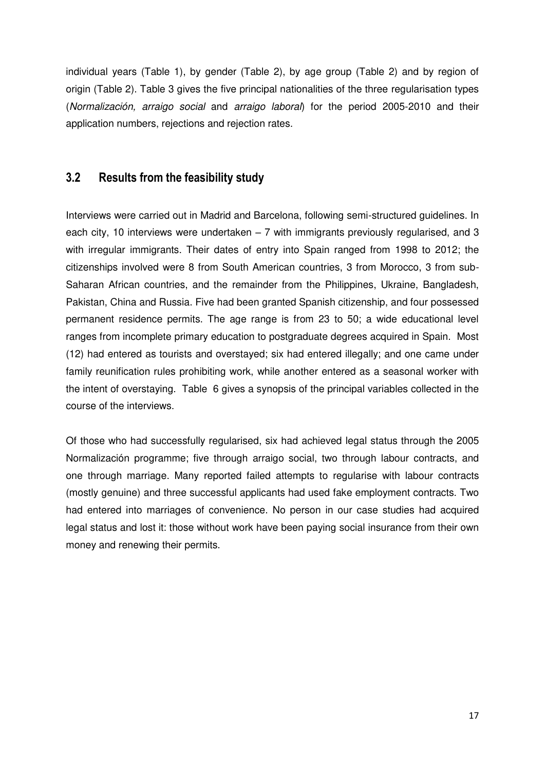individual years (Table 1), by gender (Table 2), by age group (Table 2) and by region of origin (Table 2). Table 3 gives the five principal nationalities of the three regularisation types (*Normalización, arraigo social* and *arraigo laboral*) for the period 2005-2010 and their application numbers, rejections and rejection rates.

## 3.2 Results from the feasibility study

Interviews were carried out in Madrid and Barcelona, following semi-structured guidelines. In each city, 10 interviews were undertaken – 7 with immigrants previously regularised, and 3 with irregular immigrants. Their dates of entry into Spain ranged from 1998 to 2012; the citizenships involved were 8 from South American countries, 3 from Morocco, 3 from sub-Saharan African countries, and the remainder from the Philippines, Ukraine, Bangladesh, Pakistan, China and Russia. Five had been granted Spanish citizenship, and four possessed permanent residence permits. The age range is from 23 to 50; a wide educational level ranges from incomplete primary education to postgraduate degrees acquired in Spain. Most (12) had entered as tourists and overstayed; six had entered illegally; and one came under family reunification rules prohibiting work, while another entered as a seasonal worker with the intent of overstaying. Table 6 gives a synopsis of the principal variables collected in the course of the interviews.

Of those who had successfully regularised, six had achieved legal status through the 2005 Normalización programme; five through arraigo social, two through labour contracts, and one through marriage. Many reported failed attempts to regularise with labour contracts (mostly genuine) and three successful applicants had used fake employment contracts. Two had entered into marriages of convenience. No person in our case studies had acquired legal status and lost it: those without work have been paying social insurance from their own money and renewing their permits.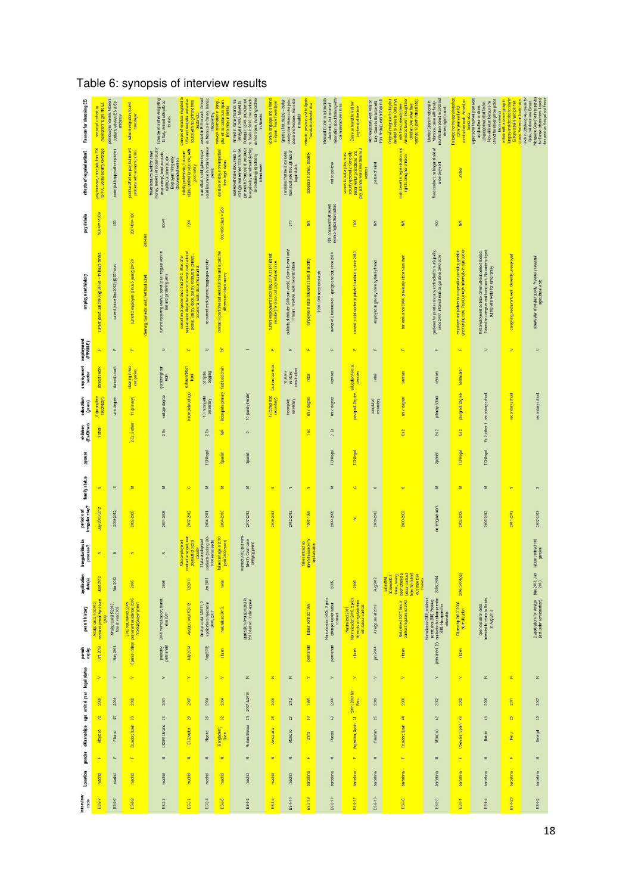# Table 6: synopsis of interview results

| Interview code | Location | gender | citizenships | age | arrival year | legal status | permit expiry | permit history | application date(s) | irregularities in process? | period of irregular stay? | family status | spouse | children (Es/Other) | education (years) | employment sector | employment (F/P/A/M/E) | employment history | pay details | effects of regularization? | Reason for choosing ES |
|---|---|---|---|---|---|---|---|---|---|---|---|---|---|---|---|---|---|---|---|---|---|
| ES1-7 | madrid | F | Morocco | 22 | 2000 | Y | Oct 2012 | Arraigo social 10/2012; seasonal permit April-June 2009 | June 2012 | N | July 2009-2012 | S | | 1 other | 8 (incomplete secondary) | domestic work | F | current since Jun 2012 @ 3€/hr, +10 hours others | | pay increase, same job, from 750 to 800; social security coverage | seasonal contract as mechanism to get into Es. |
| ES1-6 | madrid | F | Filipino | 40 | 2009 | Y | May 2014 | Arraigo social 5/2013; tourist visa 2009 | Mar 2012 | N | 2009-2012 | S | | | univ degree | domestic work | F | current (since Sep 2012) @ 85 hours | 850 | none (but happy with employer) | previously in Taiwan. Madam's contacts, applied ES & FR embassy |
| ES2-2 | madrid | F | Ecuador, Spain | 33 | 2002 | Y | Spanish citizen | 2012 naturalised; 2006 permanent residence; 2005 (Normalización permit) | 2005 | N | 2002-2005 | M | | 2 Es 3 other | 11 (primary) | cleaning in two companies | P | current 2 employers (since 5 years), 25+20 | 350+450 = 800 | positive effect on pay, but recent problems with economic crisis | network migration; tourist overstayer |
| ES2-3 | madrid | M | USSR/Ukraine | 28 | 2001 | Y | probably permanent | 2005 normalization; tourist visa 2001 | 2005 | N | 2001-2005 | M | | 2 Es | college degree | gardening/farm work | U | current: receiving unemp. benefit plus irregular work in farm and gardening jobs | 400+? | taxable more security; benefit (unemployment), bank accounts | Example of brother emigrating to Italy. Arrived with visa as tourist. |
| ES2-1 | madrid | M | El Salvador | 28 | 2007 | Y | July 2012 | Arraigo social 7/2012 | 12/2011 | Fake employment contract arranged; own payment to social security | 2007-2012 | C | | | incomplete college | restaurant/fast food | F | current employment since Sept 2011. Work after regularization illegal because not in residential sector of permit; bakery, shop, construction, printers | 1200 | initially problematic but more stable and better jobs now, with good salary | example of relatives migrated to USA and Australia. Arrived as tourist with flight ticket from Guatemala |
| ES2-4 | madrid | M | Nigeria | 36 | 2004 | Y | Aug 2012 | Arraigo social 8/2011; 2 applications rejected in 2008, 2007 | Jan 2011 | False employment contracts (costing 800-1000 euros each) | 2004-2011 | M | TCN legal | 2 Es | 13 (incomplete secondary) | odd jobs, begging | U | no current employment; begging as activity | | main effect is obligation to pay social insurance to maintain permit | asked in EU for work. Arrived via Morocco to Canary Islands, irregularly |
| ES2-6 | madrid | M | Bangladesh, Spain | 32 | 2004 | Y | citizen | naturalised 2012 | none | false privilege in 2010 (paid 2000 euros each) | 2004-2010 | M | Spanish | NA | incomplete primary | fast food chain | P/F | contract is part time but works full time and is paid the difference in cash money | 900+300 (black) = 1200 | duration of stay more important than legal status | network information in family; prior ethnic contacts in Spain; illegal entry in Melilla |
| ES1-3 | madrid | M | Guinea Bissau | 24 | 2007 & 2010 | N | | application Arraigo social in 2012 denied. Under appeal | | married 2012 (but seen 'fake'). Court case delaying permit | 2007-2012 | M | Spanish | 6 | 10 (barely literate) | | I | | | worked with fake documents in Portugal and earned 1200 euros per month | Arrived in Canary Islands via Senegal in 2007 |
| ES1-9 | madrid | M | Venezuela | 25 | 2009 | N | | | | | 2009-2013 | S | | | 12 (completed secondary) | tourism/services | P | current employment since May 2009, as PR recruiter and disc jockey | | | Spanish language and a friend in Spain. Tourist overstayer |
| ES1-10 | madrid | M | Morocco | 23 | 2012 | N | | | | | 2012-2013 | S | | | incomplete secondary | tourism/services, construction | P | publicity distributor (3 h/week). Claims to work only 10 hours. Previous work in construction | 370 | considers that he is excluded from most jobs through lack of legal status | Spain is the choice — better country than Morocco for jobs, peace and freedom. Has sister in madrid |
| ES2-19 | barcelona | F | China | 50 | 1998 | Y | permanent | labour contract 1999 | | false contract as domestic work for regularisation | 1998-1999 | S | | 1 Es | univ degree | retail | F | employee in retail cousin's store (1 month) | N/K | adequate income. Stability | network, previous work to Spain. Travelled on tourist visa |
| ES2-18 | barcelona | M | Russia | 43 | 2000 | Y | permanent | Normalizacion 2005; 2 years' attempts under labour contract | 2005, | | 2000-2005 | M | TCN legal | 2 Es | univ degree | services | F | owner of 2 businesses — garage and bar, since 2010; 1998-1999 seasonal work | N/K. Comment that recent income higher than salaries | not so positive | interested in Spain in automobile electronic, but incorrect information about dealing with car service |
| ES2-17 | barcelona | F | Argentina, Spain | 31 | 2005; 2007 for Esc. | Y | citizen | Naturalised 2011; Normalizacion 2005; 2 years' attempts at regularization with labour contract | 2006 | | no | C | TCN legal | | postgrad Degree | educational/social services | F | current social worker in private foundation since 2010 | 1100 | access to better jobs, more security generally. Generally better working conditions and pay, but have been less than as a waitress | Came as tourist to visit her boyfriend at the time |
| ES2-16 | barcelona | M | Pakistan | 25 | 2005 | Y | Jan 2014 | Arraigo social 2012 | Aug 2012 | | 2005-2013 | S | | | completed secondary | retail | F | employed in grocery store by family friend | N/K | peace of mind | with temporary work visa for Italy. Came to Es to meet friends |
| ES2-5 | barcelona | F | Ecuador, Spain | 44 | 2000 | Y | citizen | Naturalised 2007; labour contract regularised 2003 | submitted documents 2 times, having been offered a labour contract from the outset (but took 3 years) | | 2000-2003 | S | | Es 2 | univ degree | services | F | bar work since 2008, previously kitchen assistant | N/K | more benefit in legal situation and right to bring her children | Originally migrated to Italy but decided to come to Es where she had family. Arrived as tourist. Brought her children over when they reached (with naturalised) |
| ES2-3 | barcelona | M | Mexico | 42 | 2002 | Y | permanent (?) | Normalizacion 2005; residence permit since 2007. Previous application in labour permit in 2004. Has applied for citizenship | 2005, 2004 | | no irregular work | M | Spanish | Es 2 | primary school | services | F | gardener for private company contracted to municipality, since 2007, informal work as gardener 2002-2005 | 900 | fixed contract, no longer afraid of unemployment | Married Spanish national in Mexico; came with family; naturalisation permit in 2005 but denied right to work |
| ES2-1 | barcelona | F | Colombia, Spain | 46 | 2002 | Y | citizen | Citizenship 2010; 2005 Normalization | 2005, 2004(x2) | | 2002-2005 | M | TCN legal | Es 2 | postgrad Degree | healthcare | F | employee and partner in cooperative providing geriatric and nursing care. Previous work informally in care sector | N/K | unclear | Followed her husband who had come earlier for construction work. Arrived as tourist |
| ES1-4 | barcelona | M | Bolivia | 48 | 2006 | N | | open expulsion order. Intended for return to Bolivia in Aug 2013 | | | 2006-2013 | M | TCN legal | Es 2, other 1 | secondary school | | U | first employment as truck driver without correct licence. Trained as caregiver and found work. Now unemployed but the wife works for family | | | Expectations to travel and work as chauffeur. Language as major factor. No work return because he cannot face asking from police |
| ES1-20 | barcelona | F | Peru | 25 | 2011 | N | | | | | 2011-2013 | S | | | secondary school | | U | caregiving, restaurant work. Currently unemployed | N/K | | Contact with a different group in Hungary who suggested to stay in Europe (Spain). Arrived on tourist visa |
| ES1-2 | barcelona | M | Senegal | 25 | 2007 | N | | 2 applications for arraigo (last under consideration) | May 2012, Jan 2013 | labour contract not genuine | 2007-2013 | S | | | secondary school | | U | street seller of pirated goods. Previously seasonal agricultural work | | | Uncle in Catalonia was reason for Spain, but came via Balears. Went there with friends. Travel west to Portugal and France |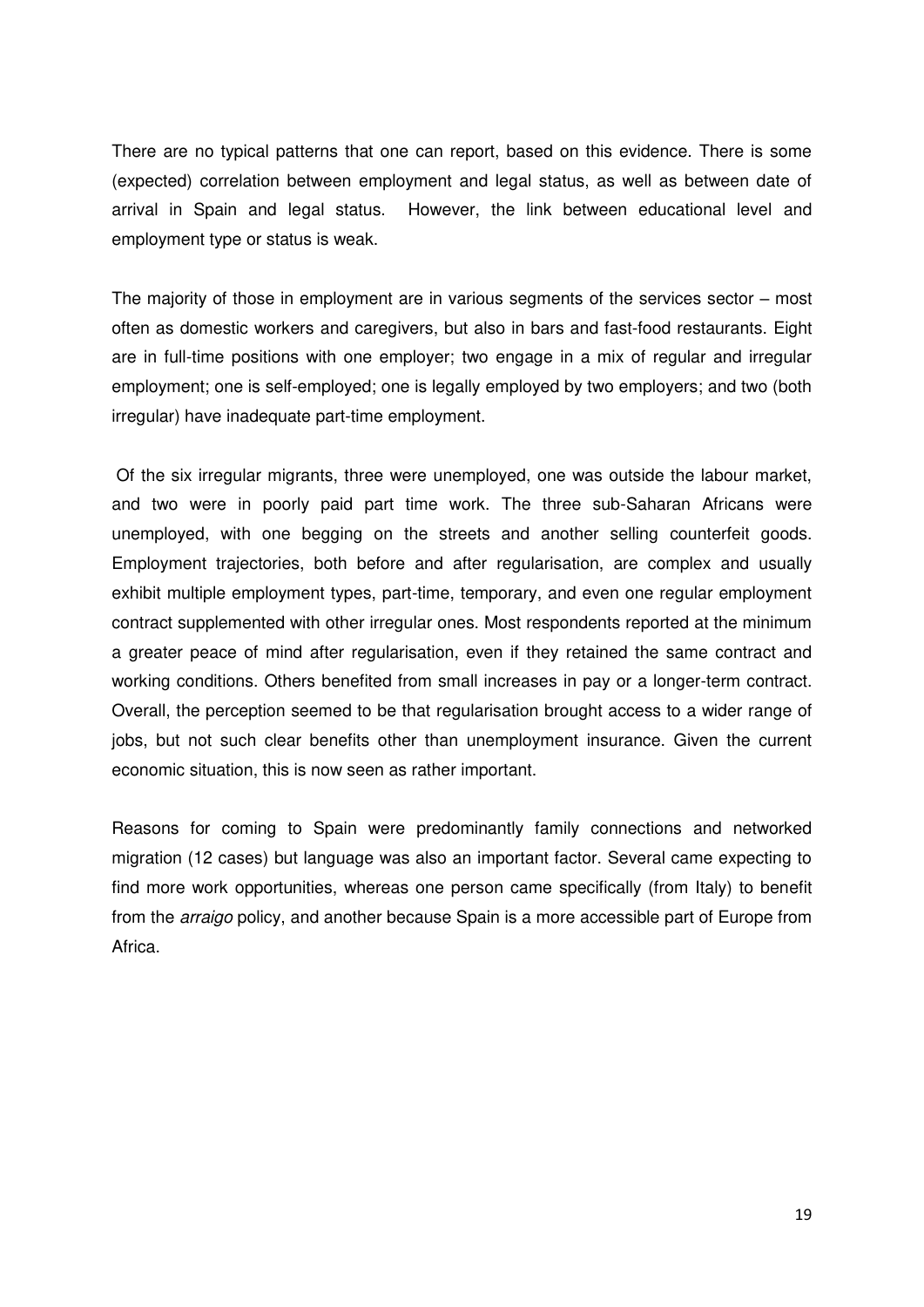There are no typical patterns that one can report, based on this evidence. There is some (expected) correlation between employment and legal status, as well as between date of arrival in Spain and legal status. However, the link between educational level and employment type or status is weak.

The majority of those in employment are in various segments of the services sector – most often as domestic workers and caregivers, but also in bars and fast-food restaurants. Eight are in full-time positions with one employer; two engage in a mix of regular and irregular employment; one is self-employed; one is legally employed by two employers; and two (both irregular) have inadequate part-time employment.

Of the six irregular migrants, three were unemployed, one was outside the labour market, and two were in poorly paid part time work. The three sub-Saharan Africans were unemployed, with one begging on the streets and another selling counterfeit goods. Employment trajectories, both before and after regularisation, are complex and usually exhibit multiple employment types, part-time, temporary, and even one regular employment contract supplemented with other irregular ones. Most respondents reported at the minimum a greater peace of mind after regularisation, even if they retained the same contract and working conditions. Others benefited from small increases in pay or a longer-term contract. Overall, the perception seemed to be that regularisation brought access to a wider range of jobs, but not such clear benefits other than unemployment insurance. Given the current economic situation, this is now seen as rather important.

Reasons for coming to Spain were predominantly family connections and networked migration (12 cases) but language was also an important factor. Several came expecting to find more work opportunities, whereas one person came specifically (from Italy) to benefit from the *arraigo* policy, and another because Spain is a more accessible part of Europe from Africa.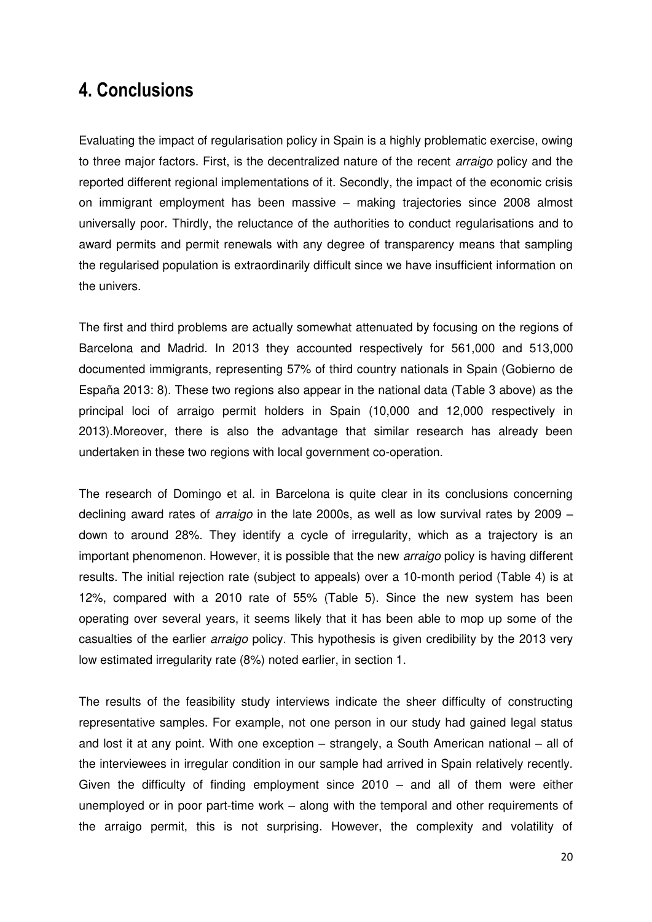# 4. Conclusions

Evaluating the impact of regularisation policy in Spain is a highly problematic exercise, owing to three major factors. First, is the decentralized nature of the recent *arraigo* policy and the reported different regional implementations of it. Secondly, the impact of the economic crisis on immigrant employment has been massive – making trajectories since 2008 almost universally poor. Thirdly, the reluctance of the authorities to conduct regularisations and to award permits and permit renewals with any degree of transparency means that sampling the regularised population is extraordinarily difficult since we have insufficient information on the univers.

The first and third problems are actually somewhat attenuated by focusing on the regions of Barcelona and Madrid. In 2013 they accounted respectively for 561,000 and 513,000 documented immigrants, representing 57% of third country nationals in Spain (Gobierno de España 2013: 8). These two regions also appear in the national data (Table 3 above) as the principal loci of arraigo permit holders in Spain (10,000 and 12,000 respectively in 2013).Moreover, there is also the advantage that similar research has already been undertaken in these two regions with local government co-operation.

The research of Domingo et al. in Barcelona is quite clear in its conclusions concerning declining award rates of *arraigo* in the late 2000s, as well as low survival rates by 2009 – down to around 28%. They identify a cycle of irregularity, which as a trajectory is an important phenomenon. However, it is possible that the new *arraigo* policy is having different results. The initial rejection rate (subject to appeals) over a 10-month period (Table 4) is at 12%, compared with a 2010 rate of 55% (Table 5). Since the new system has been operating over several years, it seems likely that it has been able to mop up some of the casualties of the earlier *arraigo* policy. This hypothesis is given credibility by the 2013 very low estimated irregularity rate (8%) noted earlier, in section 1.

The results of the feasibility study interviews indicate the sheer difficulty of constructing representative samples. For example, not one person in our study had gained legal status and lost it at any point. With one exception – strangely, a South American national – all of the interviewees in irregular condition in our sample had arrived in Spain relatively recently. Given the difficulty of finding employment since 2010 – and all of them were either unemployed or in poor part-time work – along with the temporal and other requirements of the arraigo permit, this is not surprising. However, the complexity and volatility of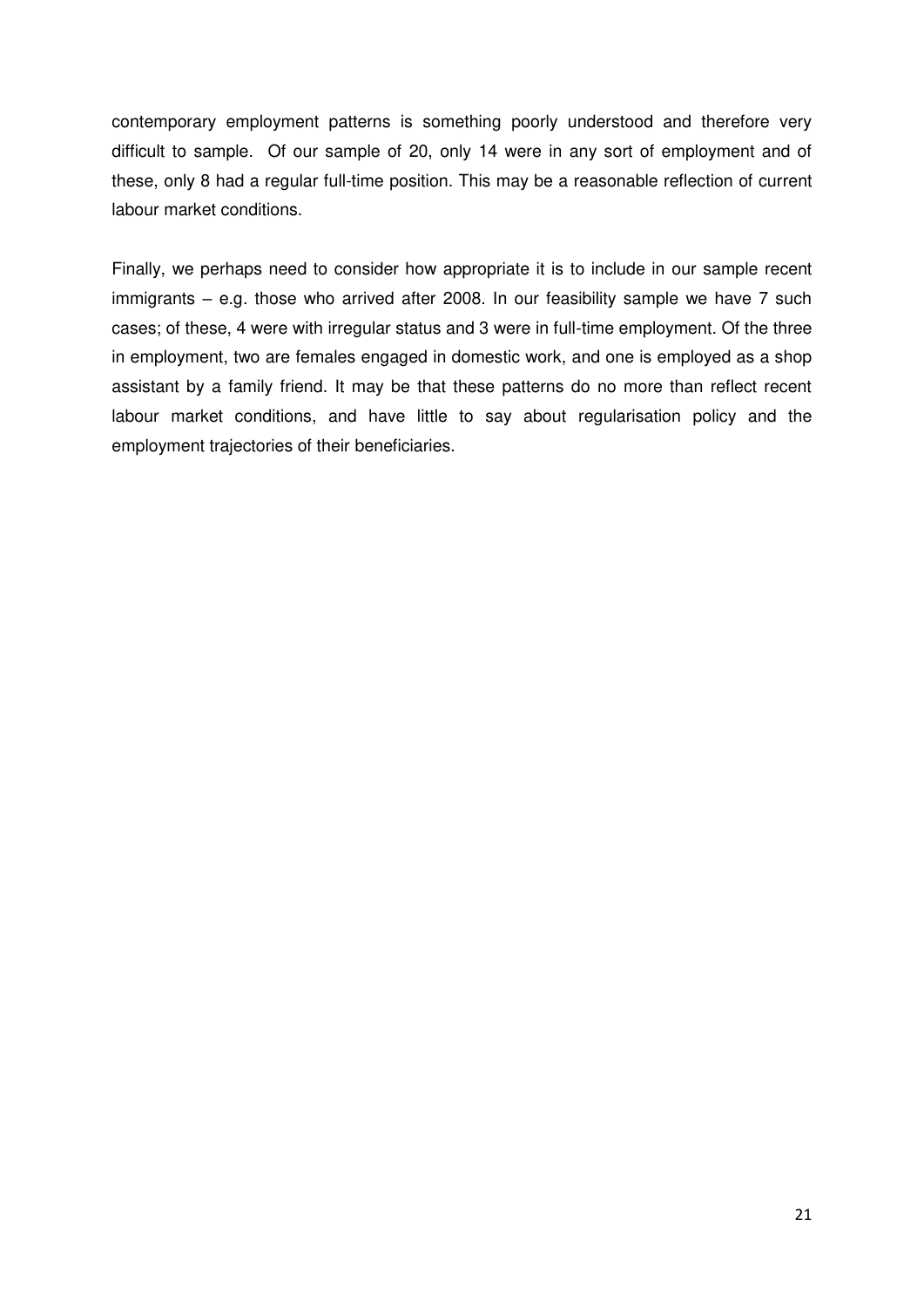contemporary employment patterns is something poorly understood and therefore very difficult to sample. Of our sample of 20, only 14 were in any sort of employment and of these, only 8 had a regular full-time position. This may be a reasonable reflection of current labour market conditions.

Finally, we perhaps need to consider how appropriate it is to include in our sample recent immigrants – e.g. those who arrived after 2008. In our feasibility sample we have 7 such cases; of these, 4 were with irregular status and 3 were in full-time employment. Of the three in employment, two are females engaged in domestic work, and one is employed as a shop assistant by a family friend. It may be that these patterns do no more than reflect recent labour market conditions, and have little to say about regularisation policy and the employment trajectories of their beneficiaries.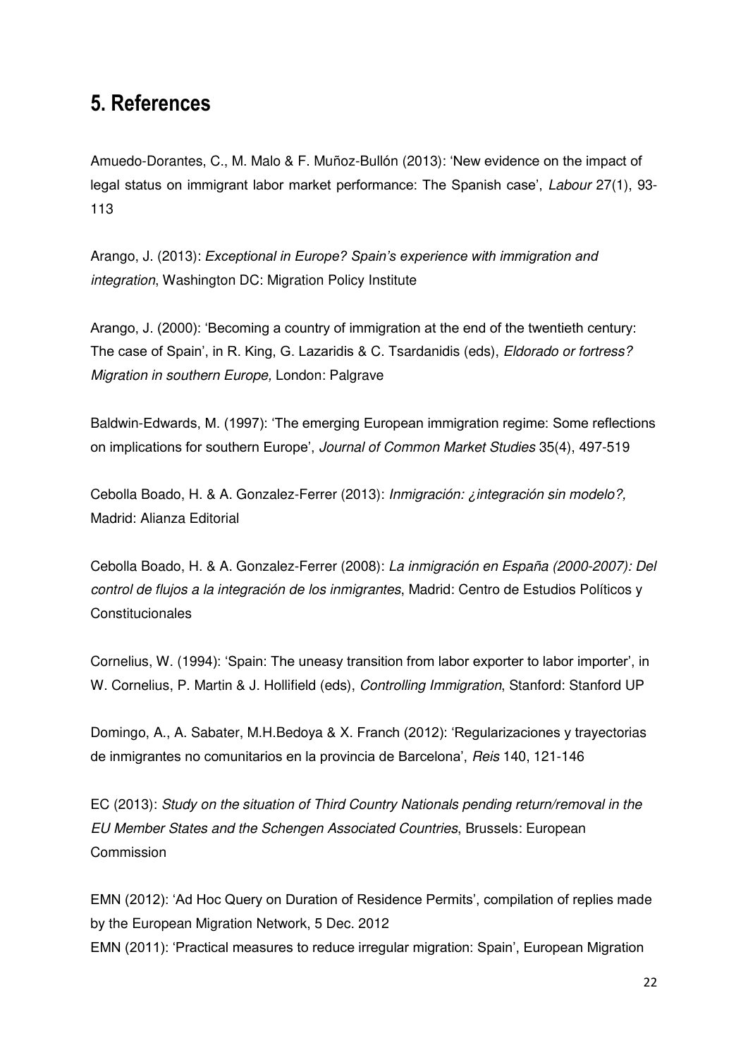## 5. References

Amuedo-Dorantes, C., M. Malo & F. Muñoz-Bullón (2013): 'New evidence on the impact of legal status on immigrant labor market performance: The Spanish case', *Labour* 27(1), 93-113

Arango, J. (2013): *Exceptional in Europe? Spain's experience with immigration and integration*, Washington DC: Migration Policy Institute

Arango, J. (2000): 'Becoming a country of immigration at the end of the twentieth century: The case of Spain', in R. King, G. Lazaridis & C. Tsardanidis (eds), *Eldorado or fortress? Migration in southern Europe,* London: Palgrave

Baldwin-Edwards, M. (1997): 'The emerging European immigration regime: Some reflections on implications for southern Europe', *Journal of Common Market Studies* 35(4), 497-519

Cebolla Boado, H. & A. Gonzalez-Ferrer (2013): *Inmigración: ¿integración sin modelo?,* Madrid: Alianza Editorial

Cebolla Boado, H. & A. Gonzalez-Ferrer (2008): *La inmigración en España (2000-2007): Del control de flujos a la integración de los inmigrantes*, Madrid: Centro de Estudios Políticos y Constitucionales

Cornelius, W. (1994): 'Spain: The uneasy transition from labor exporter to labor importer', in W. Cornelius, P. Martin & J. Hollifield (eds), *Controlling Immigration*, Stanford: Stanford UP

Domingo, A., A. Sabater, M.H.Bedoya & X. Franch (2012): 'Regularizaciones y trayectorias de inmigrantes no comunitarios en la provincia de Barcelona', *Reis* 140, 121-146

EC (2013): *Study on the situation of Third Country Nationals pending return/removal in the EU Member States and the Schengen Associated Countries*, Brussels: European Commission

EMN (2012): 'Ad Hoc Query on Duration of Residence Permits', compilation of replies made by the European Migration Network, 5 Dec. 2012

EMN (2011): 'Practical measures to reduce irregular migration: Spain', European Migration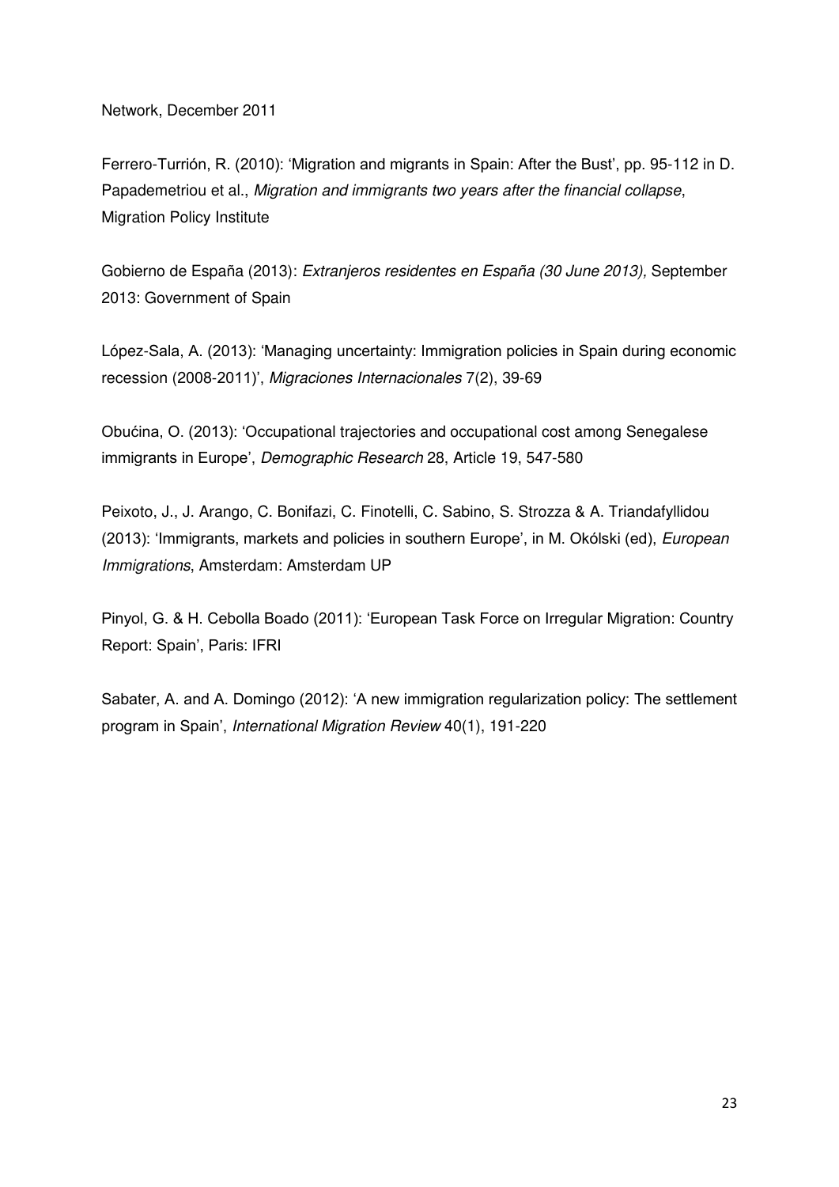Network, December 2011

Ferrero-Turrión, R. (2010): 'Migration and migrants in Spain: After the Bust', pp. 95-112 in D. Papademetriou et al., *Migration and immigrants two years after the financial collapse*, Migration Policy Institute

Gobierno de España (2013): *Extranjeros residentes en España (30 June 2013),* September 2013: Government of Spain

López-Sala, A. (2013): 'Managing uncertainty: Immigration policies in Spain during economic recession (2008-2011)', *Migraciones Internacionales* 7(2), 39-69

Obućina, O. (2013): 'Occupational trajectories and occupational cost among Senegalese immigrants in Europe', *Demographic Research* 28, Article 19, 547-580

Peixoto, J., J. Arango, C. Bonifazi, C. Finotelli, C. Sabino, S. Strozza & A. Triandafyllidou (2013): 'Immigrants, markets and policies in southern Europe', in M. Okólski (ed), *European Immigrations*, Amsterdam: Amsterdam UP

Pinyol, G. & H. Cebolla Boado (2011): 'European Task Force on Irregular Migration: Country Report: Spain', Paris: IFRI

Sabater, A. and A. Domingo (2012): 'A new immigration regularization policy: The settlement program in Spain', *International Migration Review* 40(1), 191-220